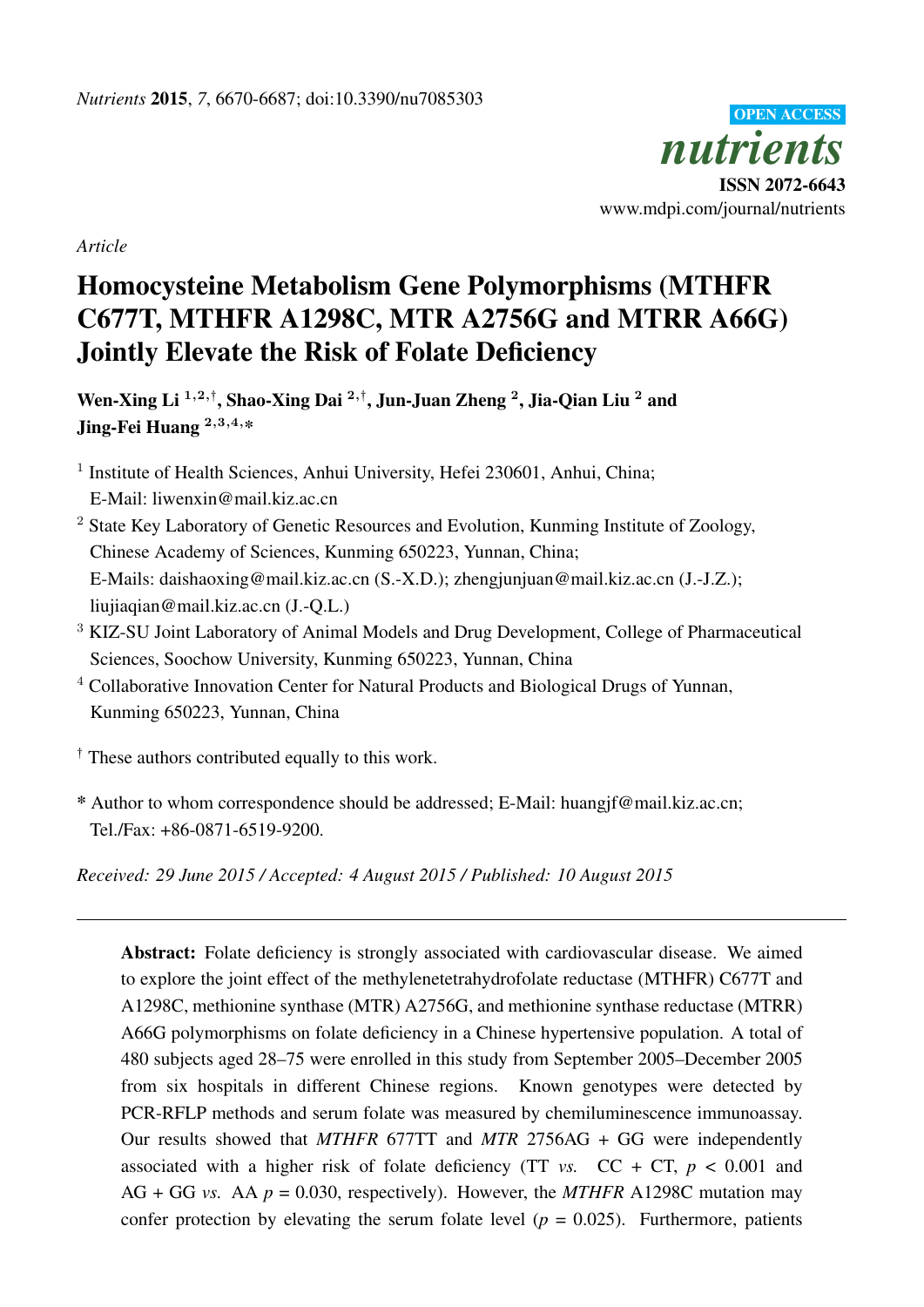*Nutrients* **2015**, *7*, 6670-6687; doi:10.3390/nu7085303

OPEN ACCESS

*nutrients*

**ISSN 2072-6643**

www.mdpi.com/journal/nutrients

*Article*

# Homocysteine Metabolism Gene Polymorphisms (MTHFR C677T, MTHFR A1298C, MTR A2756G and MTRR A66G) Jointly Elevate the Risk of Folate Deficiency

**Wen-Xing Li [1,2,†], Shao-Xing Dai [2,†], Jun-Juan Zheng [2], Jia-Qian Liu [2] and Jing-Fei Huang [2,3,4,*]**

[1] Institute of Health Sciences, Anhui University, Hefei 230601, Anhui, China; E-Mail: liwenxin@mail.kiz.ac.cn

[2] State Key Laboratory of Genetic Resources and Evolution, Kunming Institute of Zoology, Chinese Academy of Sciences, Kunming 650223, Yunnan, China; E-Mails: daishaoxing@mail.kiz.ac.cn (S.-X.D.); zhengjunjuan@mail.kiz.ac.cn (J.-J.Z.); liujiaqian@mail.kiz.ac.cn (J.-Q.L.)

[3] KIZ-SU Joint Laboratory of Animal Models and Drug Development, College of Pharmaceutical Sciences, Soochow University, Kunming 650223, Yunnan, China

[4] Collaborative Innovation Center for Natural Products and Biological Drugs of Yunnan, Kunming 650223, Yunnan, China

† These authors contributed equally to this work.

* Author to whom correspondence should be addressed; E-Mail: huangjf@mail.kiz.ac.cn; Tel./Fax: +86-0871-6519-9200.

*Received: 29 June 2015 / Accepted: 4 August 2015 / Published: 10 August 2015*

---

**Abstract:** Folate deficiency is strongly associated with cardiovascular disease. We aimed to explore the joint effect of the methylenetetrahydrofolate reductase (MTHFR) C677T and A1298C, methionine synthase (MTR) A2756G, and methionine synthase reductase (MTRR) A66G polymorphisms on folate deficiency in a Chinese hypertensive population. A total of 480 subjects aged 28–75 were enrolled in this study from September 2005–December 2005 from six hospitals in different Chinese regions. Known genotypes were detected by PCR-RFLP methods and serum folate was measured by chemiluminescence immunoassay. Our results showed that *MTHFR* 677TT and *MTR* 2756AG + GG were independently associated with a higher risk of folate deficiency (TT *vs.* CC + CT, $p < 0.001$ and AG + GG *vs.* AA $p = 0.030$, respectively). However, the *MTHFR* A1298C mutation may confer protection by elevating the serum folate level ($p = 0.025$). Furthermore, patients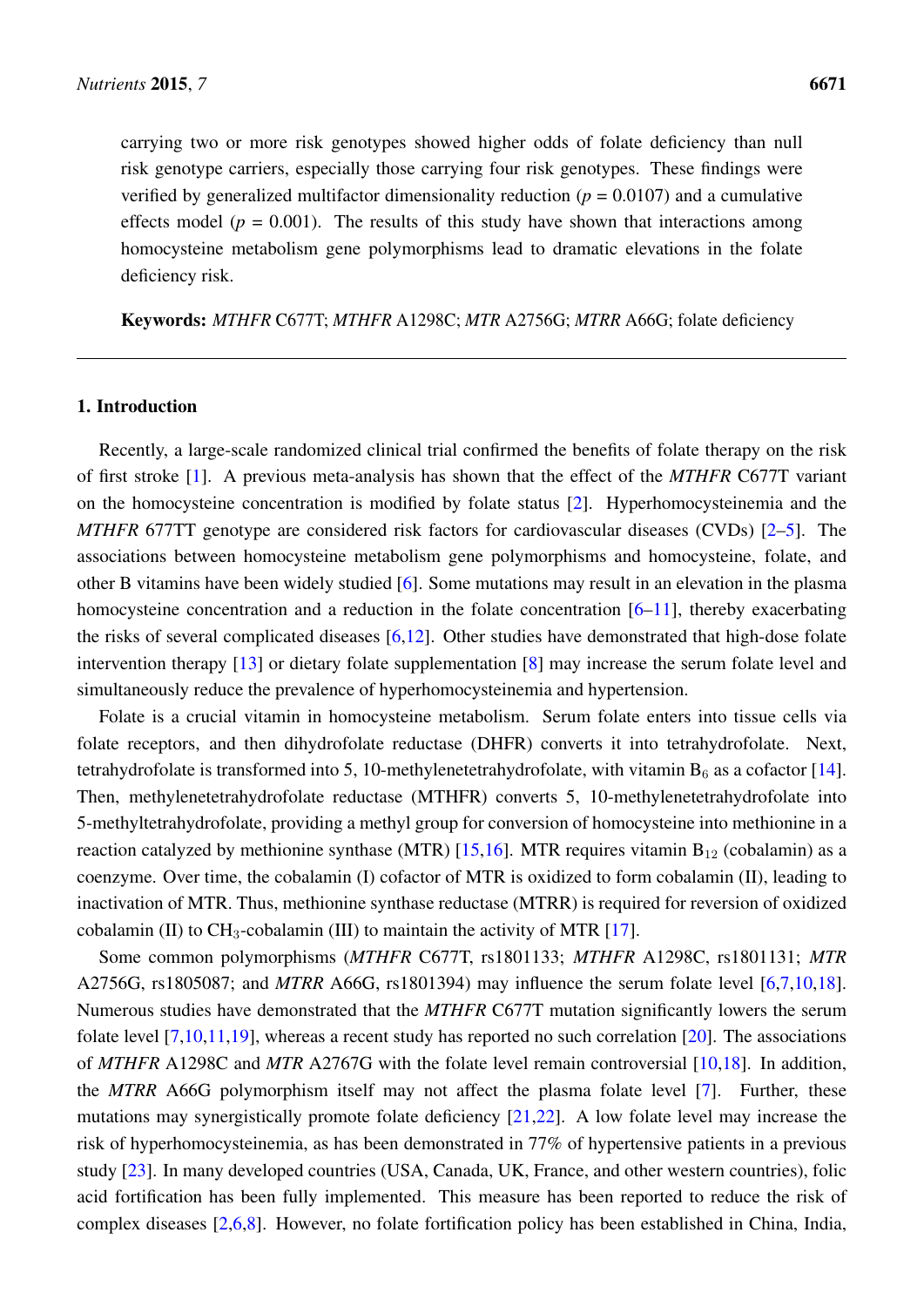carrying two or more risk genotypes showed higher odds of folate deficiency than null risk genotype carriers, especially those carrying four risk genotypes. These findings were verified by generalized multifactor dimensionality reduction ($p$ = 0.0107) and a cumulative effects model ($p$ = 0.001). The results of this study have shown that interactions among homocysteine metabolism gene polymorphisms lead to dramatic elevations in the folate deficiency risk.

**Keywords:** *MTHFR* C677T; *MTHFR* A1298C; *MTR* A2756G; *MTRR* A66G; folate deficiency

## 1. Introduction

Recently, a large-scale randomized clinical trial confirmed the benefits of folate therapy on the risk of first stroke [1]. A previous meta-analysis has shown that the effect of the *MTHFR* C677T variant on the homocysteine concentration is modified by folate status [2]. Hyperhomocysteinemia and the *MTHFR* 677TT genotype are considered risk factors for cardiovascular diseases (CVDs) [2–5]. The associations between homocysteine metabolism gene polymorphisms and homocysteine, folate, and other B vitamins have been widely studied [6]. Some mutations may result in an elevation in the plasma homocysteine concentration and a reduction in the folate concentration [6–11], thereby exacerbating the risks of several complicated diseases [6,12]. Other studies have demonstrated that high-dose folate intervention therapy [13] or dietary folate supplementation [8] may increase the serum folate level and simultaneously reduce the prevalence of hyperhomocysteinemia and hypertension.

Folate is a crucial vitamin in homocysteine metabolism. Serum folate enters into tissue cells via folate receptors, and then dihydrofolate reductase (DHFR) converts it into tetrahydrofolate. Next, tetrahydrofolate is transformed into 5, 10-methylenetetrahydrofolate, with vitamin $B_6$ as a cofactor [14]. Then, methylenetetrahydrofolate reductase (MTHFR) converts 5, 10-methylenetetrahydrofolate into 5-methyltetrahydrofolate, providing a methyl group for conversion of homocysteine into methionine in a reaction catalyzed by methionine synthase (MTR) [15,16]. MTR requires vitamin $B_{12}$ (cobalamin) as a coenzyme. Over time, the cobalamin (I) cofactor of MTR is oxidized to form cobalamin (II), leading to inactivation of MTR. Thus, methionine synthase reductase (MTRR) is required for reversion of oxidized cobalamin (II) to $CH_3$-cobalamin (III) to maintain the activity of MTR [17].

Some common polymorphisms (*MTHFR* C677T, rs1801133; *MTHFR* A1298C, rs1801131; *MTR* A2756G, rs1805087; and *MTRR* A66G, rs1801394) may influence the serum folate level [6,7,10,18]. Numerous studies have demonstrated that the *MTHFR* C677T mutation significantly lowers the serum folate level [7,10,11,19], whereas a recent study has reported no such correlation [20]. The associations of *MTHFR* A1298C and *MTR* A2767G with the folate level remain controversial [10,18]. In addition, the *MTRR* A66G polymorphism itself may not affect the plasma folate level [7]. Further, these mutations may synergistically promote folate deficiency [21,22]. A low folate level may increase the risk of hyperhomocysteinemia, as has been demonstrated in 77% of hypertensive patients in a previous study [23]. In many developed countries (USA, Canada, UK, France, and other western countries), folic acid fortification has been fully implemented. This measure has been reported to reduce the risk of complex diseases [2,6,8]. However, no folate fortification policy has been established in China, India,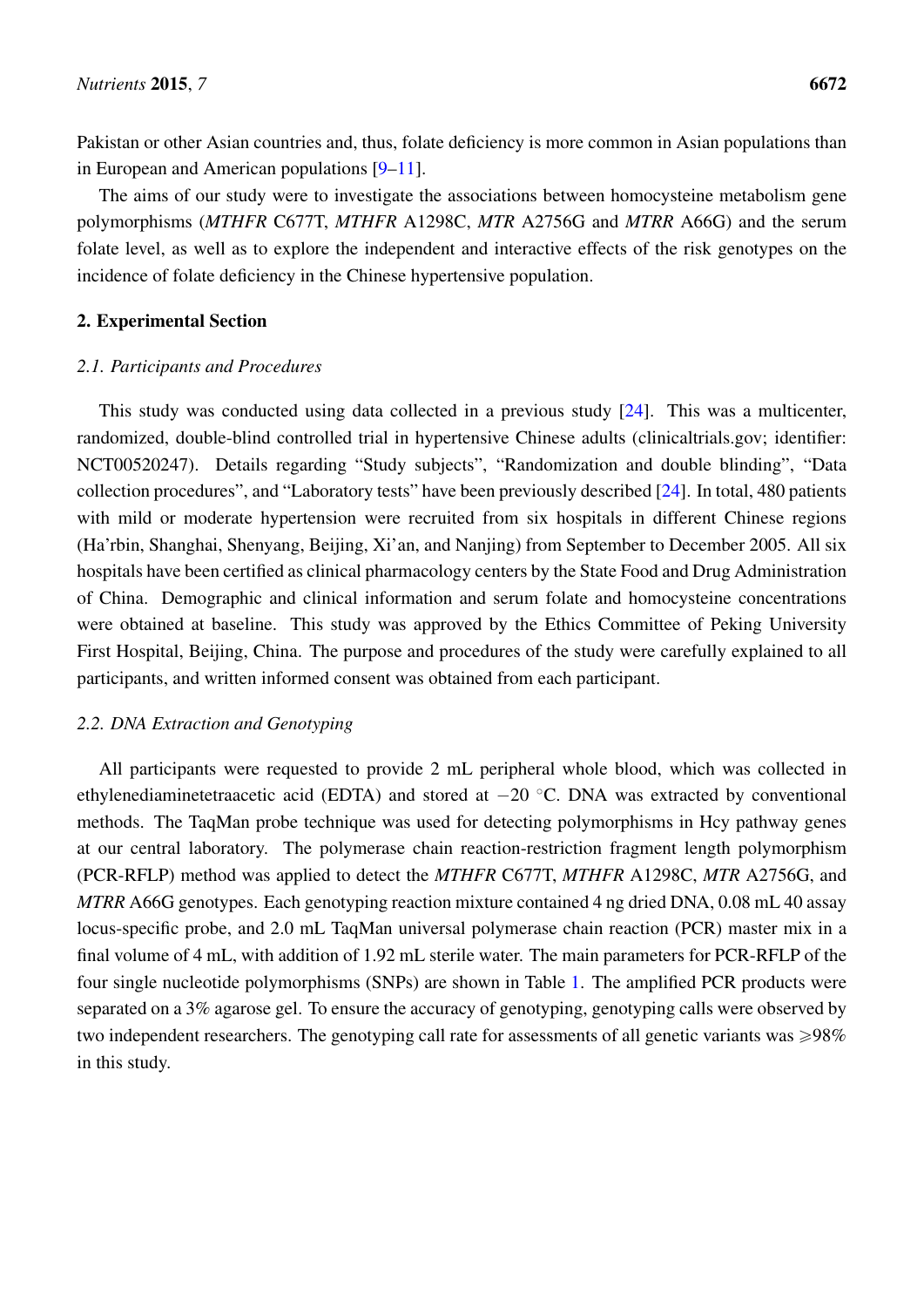Pakistan or other Asian countries and, thus, folate deficiency is more common in Asian populations than in European and American populations [9–11].

The aims of our study were to investigate the associations between homocysteine metabolism gene polymorphisms (*MTHFR* C677T, *MTHFR* A1298C, *MTR* A2756G and *MTRR* A66G) and the serum folate level, as well as to explore the independent and interactive effects of the risk genotypes on the incidence of folate deficiency in the Chinese hypertensive population.

## 2. Experimental Section

### *2.1. Participants and Procedures*

This study was conducted using data collected in a previous study [24]. This was a multicenter, randomized, double-blind controlled trial in hypertensive Chinese adults (clinicaltrials.gov; identifier: NCT00520247). Details regarding "Study subjects", "Randomization and double blinding", "Data collection procedures", and "Laboratory tests" have been previously described [24]. In total, 480 patients with mild or moderate hypertension were recruited from six hospitals in different Chinese regions (Ha'rbin, Shanghai, Shenyang, Beijing, Xi'an, and Nanjing) from September to December 2005. All six hospitals have been certified as clinical pharmacology centers by the State Food and Drug Administration of China. Demographic and clinical information and serum folate and homocysteine concentrations were obtained at baseline. This study was approved by the Ethics Committee of Peking University First Hospital, Beijing, China. The purpose and procedures of the study were carefully explained to all participants, and written informed consent was obtained from each participant.

### *2.2. DNA Extraction and Genotyping*

All participants were requested to provide 2 mL peripheral whole blood, which was collected in ethylenediaminetetraacetic acid (EDTA) and stored at −20 °C. DNA was extracted by conventional methods. The TaqMan probe technique was used for detecting polymorphisms in Hcy pathway genes at our central laboratory. The polymerase chain reaction-restriction fragment length polymorphism (PCR-RFLP) method was applied to detect the *MTHFR* C677T, *MTHFR* A1298C, *MTR* A2756G, and *MTRR* A66G genotypes. Each genotyping reaction mixture contained 4 ng dried DNA, 0.08 mL 40 assay locus-specific probe, and 2.0 mL TaqMan universal polymerase chain reaction (PCR) master mix in a final volume of 4 mL, with addition of 1.92 mL sterile water. The main parameters for PCR-RFLP of the four single nucleotide polymorphisms (SNPs) are shown in Table 1. The amplified PCR products were separated on a 3% agarose gel. To ensure the accuracy of genotyping, genotyping calls were observed by two independent researchers. The genotyping call rate for assessments of all genetic variants was ⩾98% in this study.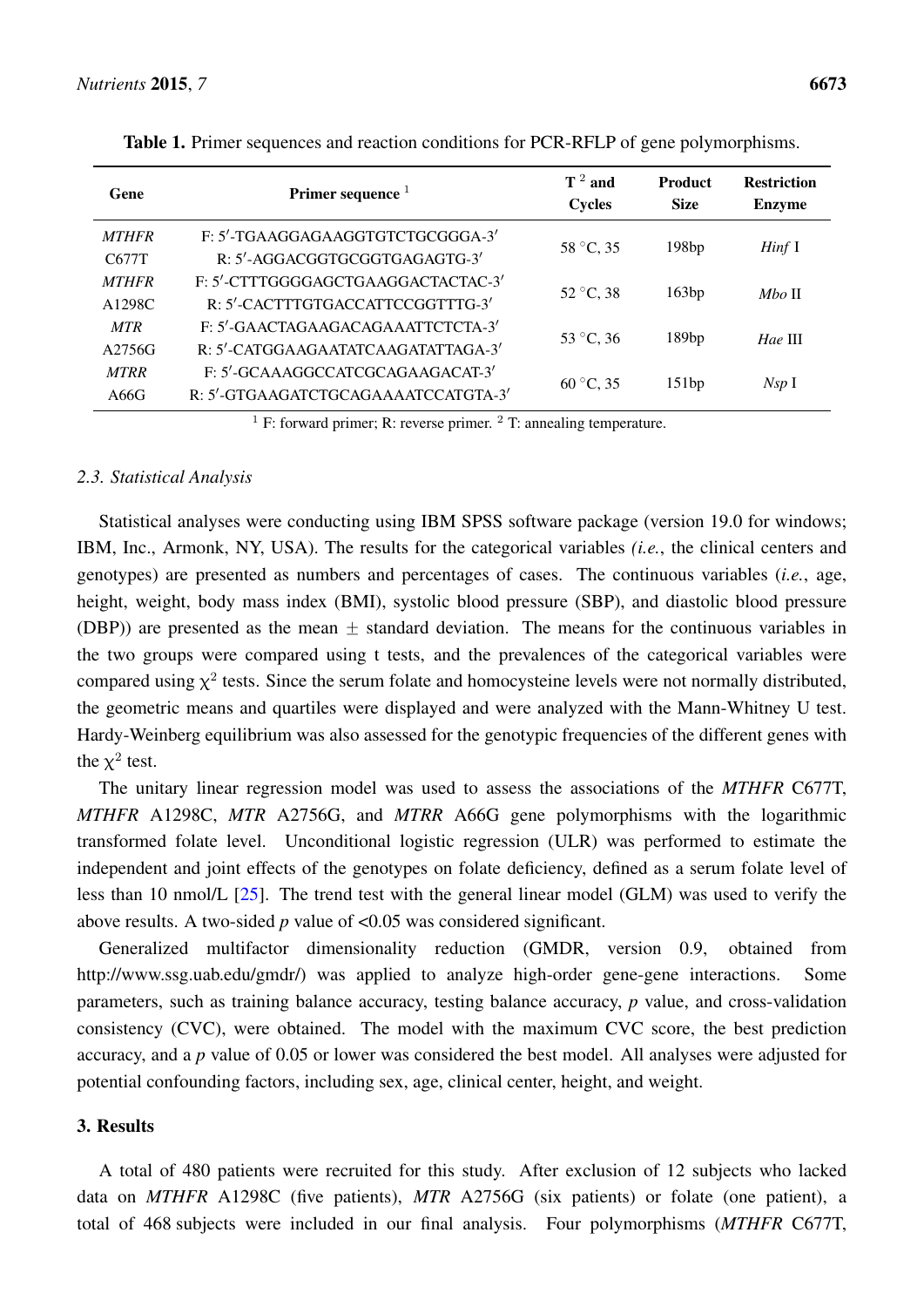**Table 1.** Primer sequences and reaction conditions for PCR-RFLP of gene polymorphisms.

| Gene | Primer sequence [1] | T [2] and Cycles | Product Size | Restriction Enzyme |
|---|---|---|---|---|
| *MTHFR* C677T | F: 5′-TGAAGGAGAAGGTGTCTGCGGGA-3′<br>R: 5′-AGGACGGTGCGGTGAGAGTG-3′ | 58 °C, 35 | 198bp | *Hinf* I |
| *MTHFR* A1298C | F: 5′-CTTTGGGGAGCTGAAGGACTACTAC-3′<br>R: 5′-CACTTTGTGACCATTCCGGTTTG-3′ | 52 °C, 38 | 163bp | *Mbo* II |
| *MTR* A2756G | F: 5′-GAACTAGAAGACAGAAATTCTCTA-3′<br>R: 5′-CATGGAAGAATATCAAGATATTAGA-3′ | 53 °C, 36 | 189bp | *Hae* III |
| *MTRR* A66G | F: 5′-GCAAAGGCCATCGCAGAAGACAT-3′<br>R: 5′-GTGAAGATCTGCAGAAAATCCATGTA-3′ | 60 °C, 35 | 151bp | *Nsp* I |

[1] F: forward primer; R: reverse primer. [2] T: annealing temperature.

### 2.3. Statistical Analysis

Statistical analyses were conducting using IBM SPSS software package (version 19.0 for windows; IBM, Inc., Armonk, NY, USA). The results for the categorical variables *(i.e.*, the clinical centers and genotypes) are presented as numbers and percentages of cases. The continuous variables (*i.e.*, age, height, weight, body mass index (BMI), systolic blood pressure (SBP), and diastolic blood pressure (DBP)) are presented as the mean ± standard deviation. The means for the continuous variables in the two groups were compared using t tests, and the prevalences of the categorical variables were compared using $\chi^2$ tests. Since the serum folate and homocysteine levels were not normally distributed, the geometric means and quartiles were displayed and were analyzed with the Mann-Whitney U test. Hardy-Weinberg equilibrium was also assessed for the genotypic frequencies of the different genes with the $\chi^2$ test.

The unitary linear regression model was used to assess the associations of the *MTHFR* C677T, *MTHFR* A1298C, *MTR* A2756G, and *MTRR* A66G gene polymorphisms with the logarithmic transformed folate level. Unconditional logistic regression (ULR) was performed to estimate the independent and joint effects of the genotypes on folate deficiency, defined as a serum folate level of less than 10 nmol/L [25]. The trend test with the general linear model (GLM) was used to verify the above results. A two-sided *p* value of <0.05 was considered significant.

Generalized multifactor dimensionality reduction (GMDR, version 0.9, obtained from http://www.ssg.uab.edu/gmdr/) was applied to analyze high-order gene-gene interactions. Some parameters, such as training balance accuracy, testing balance accuracy, *p* value, and cross-validation consistency (CVC), were obtained. The model with the maximum CVC score, the best prediction accuracy, and a *p* value of 0.05 or lower was considered the best model. All analyses were adjusted for potential confounding factors, including sex, age, clinical center, height, and weight.

## 3. Results

A total of 480 patients were recruited for this study. After exclusion of 12 subjects who lacked data on *MTHFR* A1298C (five patients), *MTR* A2756G (six patients) or folate (one patient), a total of 468 subjects were included in our final analysis. Four polymorphisms (*MTHFR* C677T,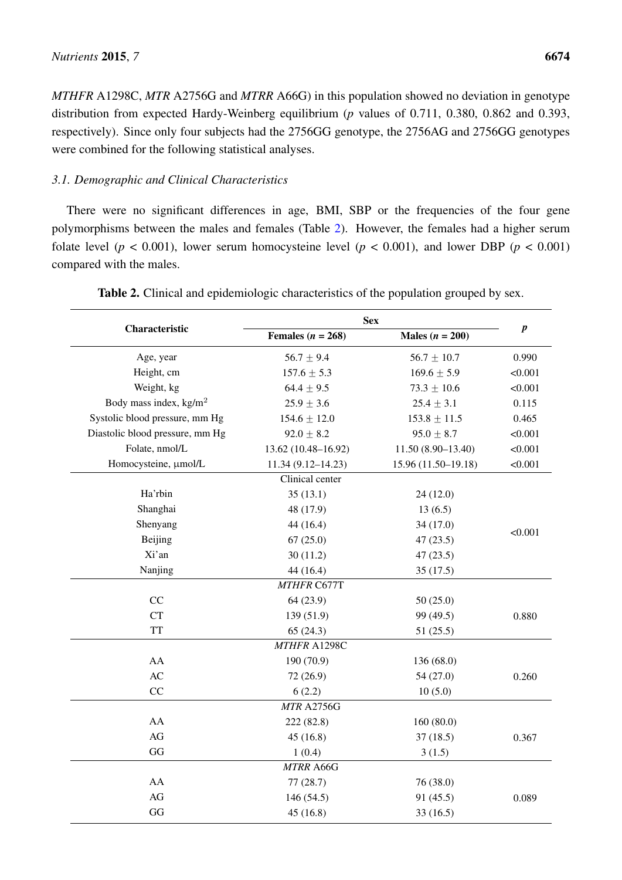*MTHFR* A1298C, *MTR* A2756G and *MTRR* A66G) in this population showed no deviation in genotype distribution from expected Hardy-Weinberg equilibrium ($p$ values of 0.711, 0.380, 0.862 and 0.393, respectively). Since only four subjects had the 2756GG genotype, the 2756AG and 2756GG genotypes were combined for the following statistical analyses.

### 3.1. Demographic and Clinical Characteristics

There were no significant differences in age, BMI, SBP or the frequencies of the four gene polymorphisms between the males and females (Table 2). However, the females had a higher serum folate level ($p < 0.001$), lower serum homocysteine level ($p < 0.001$), and lower DBP ($p < 0.001$) compared with the males.

**Table 2.** Clinical and epidemiologic characteristics of the population grouped by sex.

| Characteristic | Sex | | *p* |
|---|---|---|---|
| | Females ($n$ = 268) | Males ($n$ = 200) | |
| Age, year | 56.7 ± 9.4 | 56.7 ± 10.7 | 0.990 |
| Height, cm | 157.6 ± 5.3 | 169.6 ± 5.9 | <0.001 |
| Weight, kg | 64.4 ± 9.5 | 73.3 ± 10.6 | <0.001 |
| Body mass index, kg/m$^2$ | 25.9 ± 3.6 | 25.4 ± 3.1 | 0.115 |
| Systolic blood pressure, mm Hg | 154.6 ± 12.0 | 153.8 ± 11.5 | 0.465 |
| Diastolic blood pressure, mm Hg | 92.0 ± 8.2 | 95.0 ± 8.7 | <0.001 |
| Folate, nmol/L | 13.62 (10.48–16.92) | 11.50 (8.90–13.40) | <0.001 |
| Homocysteine, μmol/L | 11.34 (9.12–14.23) | 15.96 (11.50–19.18) | <0.001 |
| Clinical center | | | |
| Ha'rbin | 35 (13.1) | 24 (12.0) | <0.001 |
| Shanghai | 48 (17.9) | 13 (6.5) | |
| Shenyang | 44 (16.4) | 34 (17.0) | |
| Beijing | 67 (25.0) | 47 (23.5) | |
| Xi'an | 30 (11.2) | 47 (23.5) | |
| Nanjing | 44 (16.4) | 35 (17.5) | |
| *MTHFR* C677T | | | |
| CC | 64 (23.9) | 50 (25.0) | 0.880 |
| CT | 139 (51.9) | 99 (49.5) | |
| TT | 65 (24.3) | 51 (25.5) | |
| *MTHFR* A1298C | | | |
| AA | 190 (70.9) | 136 (68.0) | 0.260 |
| AC | 72 (26.9) | 54 (27.0) | |
| CC | 6 (2.2) | 10 (5.0) | |
| *MTR* A2756G | | | |
| AA | 222 (82.8) | 160 (80.0) | 0.367 |
| AG | 45 (16.8) | 37 (18.5) | |
| GG | 1 (0.4) | 3 (1.5) | |
| *MTRR* A66G | | | |
| AA | 77 (28.7) | 76 (38.0) | 0.089 |
| AG | 146 (54.5) | 91 (45.5) | |
| GG | 45 (16.8) | 33 (16.5) | |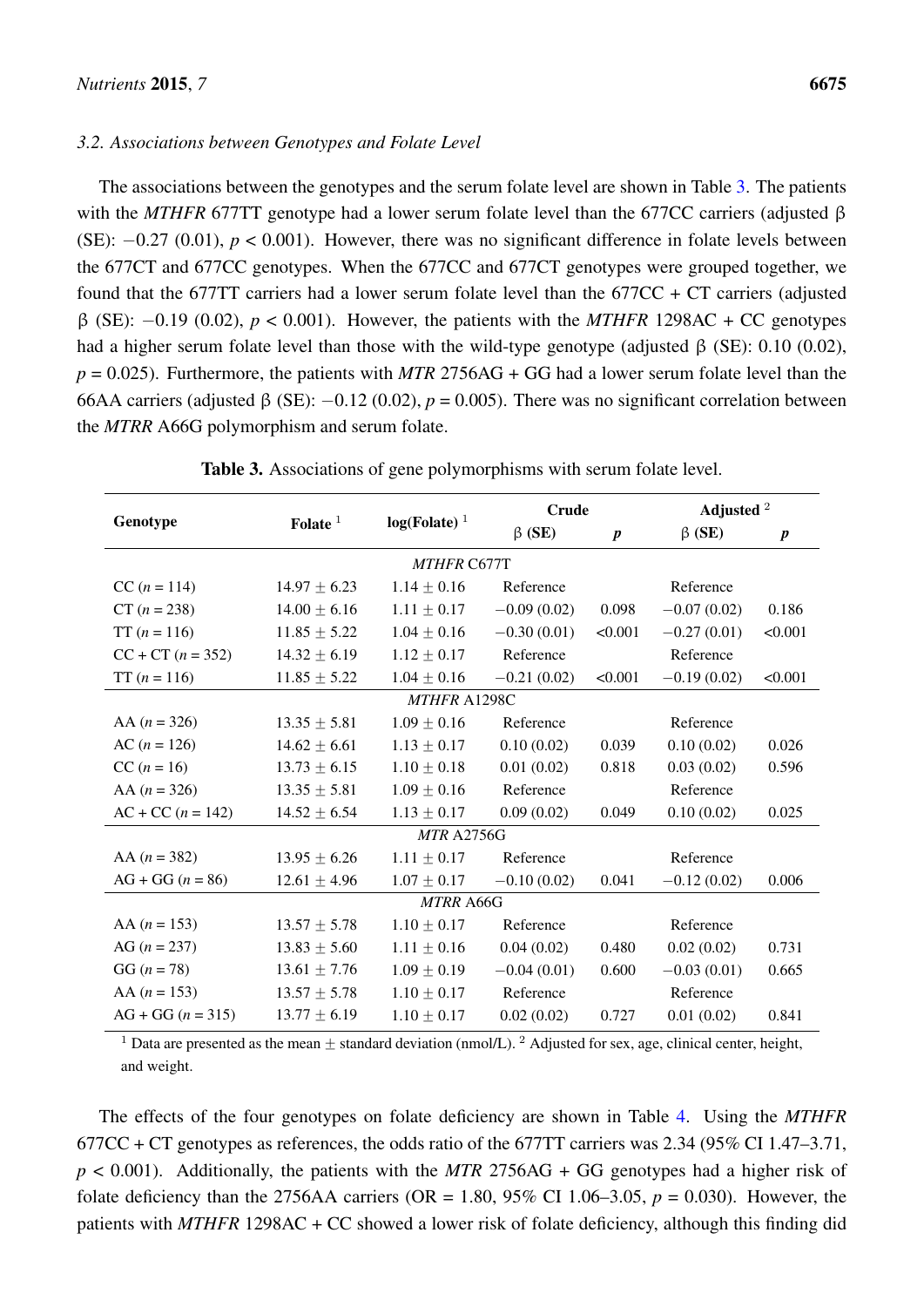### 3.2. Associations between Genotypes and Folate Level

The associations between the genotypes and the serum folate level are shown in Table 3. The patients with the *MTHFR* 677TT genotype had a lower serum folate level than the 677CC carriers (adjusted β (SE): −0.27 (0.01), $p < 0.001$). However, there was no significant difference in folate levels between the 677CT and 677CC genotypes. When the 677CC and 677CT genotypes were grouped together, we found that the 677TT carriers had a lower serum folate level than the 677CC + CT carriers (adjusted β (SE): −0.19 (0.02), $p < 0.001$). However, the patients with the *MTHFR* 1298AC + CC genotypes had a higher serum folate level than those with the wild-type genotype (adjusted β (SE): 0.10 (0.02), $p = 0.025$). Furthermore, the patients with *MTR* 2756AG + GG had a lower serum folate level than the 66AA carriers (adjusted β (SE): −0.12 (0.02), $p = 0.005$). There was no significant correlation between the *MTRR* A66G polymorphism and serum folate.

**Table 3.** Associations of gene polymorphisms with serum folate level.

| Genotype | Folate [1] | log(Folate) [1] | Crude | | Adjusted [2] | |
|---|---|---|---|---|---|---|
| | | | β (SE) | *p* | β (SE) | *p* |
| *MTHFR* C677T | | | | | | |
| CC (*n* = 114) | 14.97 ± 6.23 | 1.14 ± 0.16 | Reference | | Reference | |
| CT (*n* = 238) | 14.00 ± 6.16 | 1.11 ± 0.17 | −0.09 (0.02) | 0.098 | −0.07 (0.02) | 0.186 |
| TT (*n* = 116) | 11.85 ± 5.22 | 1.04 ± 0.16 | −0.30 (0.01) | <0.001 | −0.27 (0.01) | <0.001 |
| CC + CT (*n* = 352) | 14.32 ± 6.19 | 1.12 ± 0.17 | Reference | | Reference | |
| TT (*n* = 116) | 11.85 ± 5.22 | 1.04 ± 0.16 | −0.21 (0.02) | <0.001 | −0.19 (0.02) | <0.001 |
| *MTHFR* A1298C | | | | | | |
| AA (*n* = 326) | 13.35 ± 5.81 | 1.09 ± 0.16 | Reference | | Reference | |
| AC (*n* = 126) | 14.62 ± 6.61 | 1.13 ± 0.17 | 0.10 (0.02) | 0.039 | 0.10 (0.02) | 0.026 |
| CC (*n* = 16) | 13.73 ± 6.15 | 1.10 ± 0.18 | 0.01 (0.02) | 0.818 | 0.03 (0.02) | 0.596 |
| AA (*n* = 326) | 13.35 ± 5.81 | 1.09 ± 0.16 | Reference | | Reference | |
| AC + CC (*n* = 142) | 14.52 ± 6.54 | 1.13 ± 0.17 | 0.09 (0.02) | 0.049 | 0.10 (0.02) | 0.025 |
| *MTR* A2756G | | | | | | |
| AA (*n* = 382) | 13.95 ± 6.26 | 1.11 ± 0.17 | Reference | | Reference | |
| AG + GG (*n* = 86) | 12.61 ± 4.96 | 1.07 ± 0.17 | −0.10 (0.02) | 0.041 | −0.12 (0.02) | 0.006 |
| *MTRR* A66G | | | | | | |
| AA (*n* = 153) | 13.57 ± 5.78 | 1.10 ± 0.17 | Reference | | Reference | |
| AG (*n* = 237) | 13.83 ± 5.60 | 1.11 ± 0.16 | 0.04 (0.02) | 0.480 | 0.02 (0.02) | 0.731 |
| GG (*n* = 78) | 13.61 ± 7.76 | 1.09 ± 0.19 | −0.04 (0.01) | 0.600 | −0.03 (0.01) | 0.665 |
| AA (*n* = 153) | 13.57 ± 5.78 | 1.10 ± 0.17 | Reference | | Reference | |
| AG + GG (*n* = 315) | 13.77 ± 6.19 | 1.10 ± 0.17 | 0.02 (0.02) | 0.727 | 0.01 (0.02) | 0.841 |

[1] Data are presented as the mean ± standard deviation (nmol/L). [2] Adjusted for sex, age, clinical center, height, and weight.

The effects of the four genotypes on folate deficiency are shown in Table 4. Using the *MTHFR* 677CC + CT genotypes as references, the odds ratio of the 677TT carriers was 2.34 (95% CI 1.47–3.71, $p < 0.001$). Additionally, the patients with the *MTR* 2756AG + GG genotypes had a higher risk of folate deficiency than the 2756AA carriers (OR = 1.80, 95% CI 1.06–3.05, $p = 0.030$). However, the patients with *MTHFR* 1298AC + CC showed a lower risk of folate deficiency, although this finding did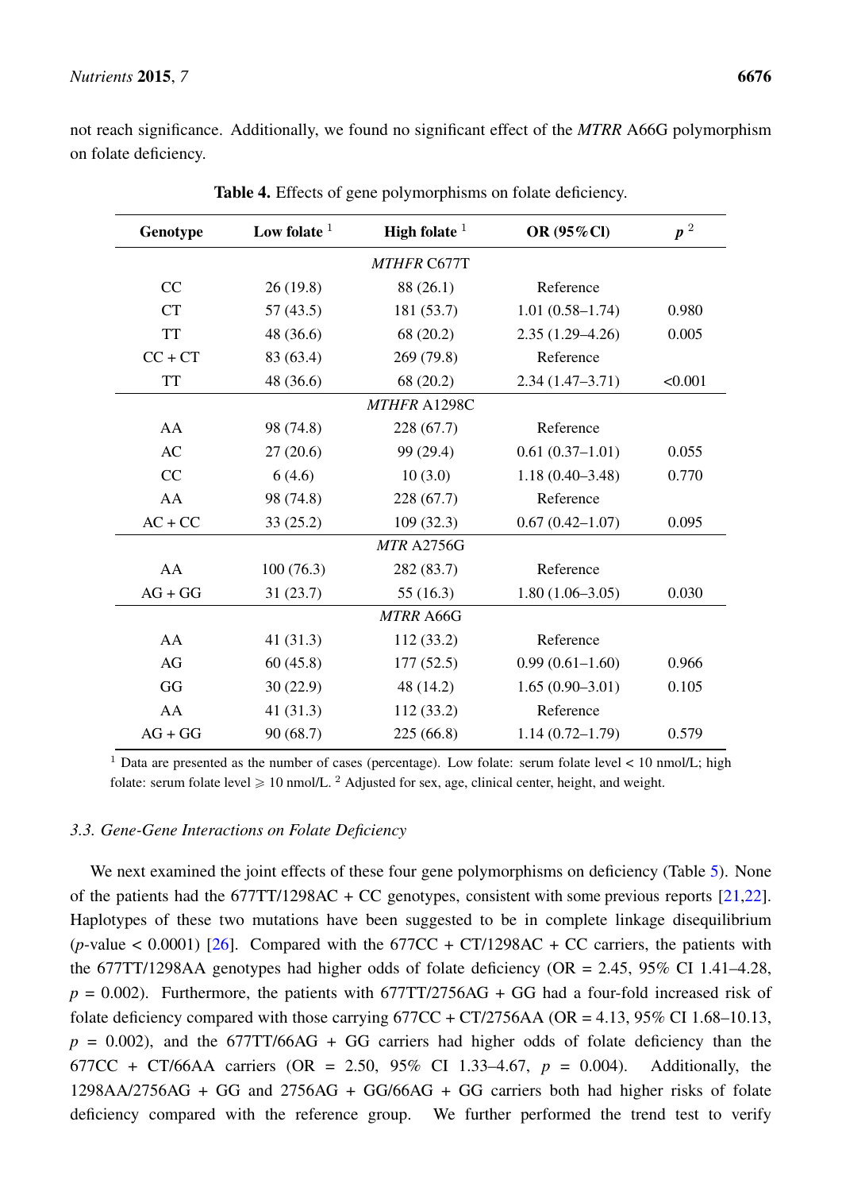not reach significance. Additionally, we found no significant effect of the *MTRR* A66G polymorphism on folate deficiency.

**Table 4.** Effects of gene polymorphisms on folate deficiency.

| Genotype | Low folate [1] | High folate [1] | OR (95%CI) | $p$ [2] |
|---|---|---|---|---|
| | | *MTHFR* C677T | | |
| CC | 26 (19.8) | 88 (26.1) | Reference | |
| CT | 57 (43.5) | 181 (53.7) | 1.01 (0.58–1.74) | 0.980 |
| TT | 48 (36.6) | 68 (20.2) | 2.35 (1.29–4.26) | 0.005 |
| CC + CT | 83 (63.4) | 269 (79.8) | Reference | |
| TT | 48 (36.6) | 68 (20.2) | 2.34 (1.47–3.71) | <0.001 |
| | | *MTHFR* A1298C | | |
| AA | 98 (74.8) | 228 (67.7) | Reference | |
| AC | 27 (20.6) | 99 (29.4) | 0.61 (0.37–1.01) | 0.055 |
| CC | 6 (4.6) | 10 (3.0) | 1.18 (0.40–3.48) | 0.770 |
| AA | 98 (74.8) | 228 (67.7) | Reference | |
| AC + CC | 33 (25.2) | 109 (32.3) | 0.67 (0.42–1.07) | 0.095 |
| | | *MTR* A2756G | | |
| AA | 100 (76.3) | 282 (83.7) | Reference | |
| AG + GG | 31 (23.7) | 55 (16.3) | 1.80 (1.06–3.05) | 0.030 |
| | | *MTRR* A66G | | |
| AA | 41 (31.3) | 112 (33.2) | Reference | |
| AG | 60 (45.8) | 177 (52.5) | 0.99 (0.61–1.60) | 0.966 |
| GG | 30 (22.9) | 48 (14.2) | 1.65 (0.90–3.01) | 0.105 |
| AA | 41 (31.3) | 112 (33.2) | Reference | |
| AG + GG | 90 (68.7) | 225 (66.8) | 1.14 (0.72–1.79) | 0.579 |

[1] Data are presented as the number of cases (percentage). Low folate: serum folate level < 10 nmol/L; high folate: serum folate level ⩾ 10 nmol/L. [2] Adjusted for sex, age, clinical center, height, and weight.

### 3.3. Gene-Gene Interactions on Folate Deficiency

We next examined the joint effects of these four gene polymorphisms on deficiency (Table 5). None of the patients had the 677TT/1298AC + CC genotypes, consistent with some previous reports [21,22]. Haplotypes of these two mutations have been suggested to be in complete linkage disequilibrium ($p$-value < 0.0001) [26]. Compared with the 677CC + CT/1298AC + CC carriers, the patients with the 677TT/1298AA genotypes had higher odds of folate deficiency (OR = 2.45, 95% CI 1.41–4.28, $p$ = 0.002). Furthermore, the patients with 677TT/2756AG + GG had a four-fold increased risk of folate deficiency compared with those carrying 677CC + CT/2756AA (OR = 4.13, 95% CI 1.68–10.13, $p$ = 0.002), and the 677TT/66AG + GG carriers had higher odds of folate deficiency than the 677CC + CT/66AA carriers (OR = 2.50, 95% CI 1.33–4.67, $p$ = 0.004). Additionally, the 1298AA/2756AG + GG and 2756AG + GG/66AG + GG carriers both had higher risks of folate deficiency compared with the reference group. We further performed the trend test to verify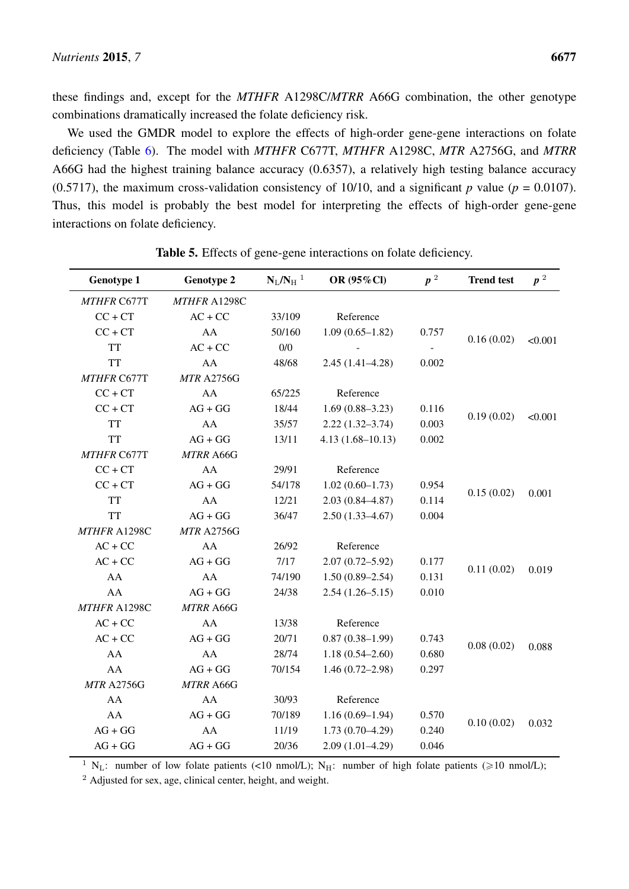these findings and, except for the *MTHFR* A1298C/*MTRR* A66G combination, the other genotype combinations dramatically increased the folate deficiency risk.

We used the GMDR model to explore the effects of high-order gene-gene interactions on folate deficiency (Table 6). The model with *MTHFR* C677T, *MTHFR* A1298C, *MTR* A2756G, and *MTRR* A66G had the highest training balance accuracy (0.6357), a relatively high testing balance accuracy (0.5717), the maximum cross-validation consistency of 10/10, and a significant *p* value ($p$ = 0.0107). Thus, this model is probably the best model for interpreting the effects of high-order gene-gene interactions on folate deficiency.

**Table 5.** Effects of gene-gene interactions on folate deficiency.

| Genotype 1 | Genotype 2 | $N_L/N_H$ [1] | OR (95%CI) | $p$ [2] | Trend test | $p$ [2] |
|---|---|---|---|---|---|---|
| *MTHFR* C677T | *MTHFR* A1298C | | | | | |
| CC + CT | AC + CC | 33/109 | Reference | | | |
| CC + CT | AA | 50/160 | 1.09 (0.65–1.82) | 0.757 | 0.16 (0.02) | <0.001 |
| TT | AC + CC | 0/0 | - | - | | |
| TT | AA | 48/68 | 2.45 (1.41–4.28) | 0.002 | | |
| *MTHFR* C677T | *MTR* A2756G | | | | | |
| CC + CT | AA | 65/225 | Reference | | | |
| CC + CT | AG + GG | 18/44 | 1.69 (0.88–3.23) | 0.116 | 0.19 (0.02) | <0.001 |
| TT | AA | 35/57 | 2.22 (1.32–3.74) | 0.003 | | |
| TT | AG + GG | 13/11 | 4.13 (1.68–10.13) | 0.002 | | |
| *MTHFR* C677T | *MTRR* A66G | | | | | |
| CC + CT | AA | 29/91 | Reference | | | |
| CC + CT | AG + GG | 54/178 | 1.02 (0.60–1.73) | 0.954 | 0.15 (0.02) | 0.001 |
| TT | AA | 12/21 | 2.03 (0.84–4.87) | 0.114 | | |
| TT | AG + GG | 36/47 | 2.50 (1.33–4.67) | 0.004 | | |
| *MTHFR* A1298C | *MTR* A2756G | | | | | |
| AC + CC | AA | 26/92 | Reference | | | |
| AC + CC | AG + GG | 7/17 | 2.07 (0.72–5.92) | 0.177 | 0.11 (0.02) | 0.019 |
| AA | AA | 74/190 | 1.50 (0.89–2.54) | 0.131 | | |
| AA | AG + GG | 24/38 | 2.54 (1.26–5.15) | 0.010 | | |
| *MTHFR* A1298C | *MTRR* A66G | | | | | |
| AC + CC | AA | 13/38 | Reference | | | |
| AC + CC | AG + GG | 20/71 | 0.87 (0.38–1.99) | 0.743 | 0.08 (0.02) | 0.088 |
| AA | AA | 28/74 | 1.18 (0.54–2.60) | 0.680 | | |
| AA | AG + GG | 70/154 | 1.46 (0.72–2.98) | 0.297 | | |
| *MTR* A2756G | *MTRR* A66G | | | | | |
| AA | AA | 30/93 | Reference | | | |
| AA | AG + GG | 70/189 | 1.16 (0.69–1.94) | 0.570 | 0.10 (0.02) | 0.032 |
| AG + GG | AA | 11/19 | 1.73 (0.70–4.29) | 0.240 | | |
| AG + GG | AG + GG | 20/36 | 2.09 (1.01–4.29) | 0.046 | | |

[1] $N_L$: number of low folate patients (<10 nmol/L); $N_H$: number of high folate patients (⩾10 nmol/L);

[2] Adjusted for sex, age, clinical center, height, and weight.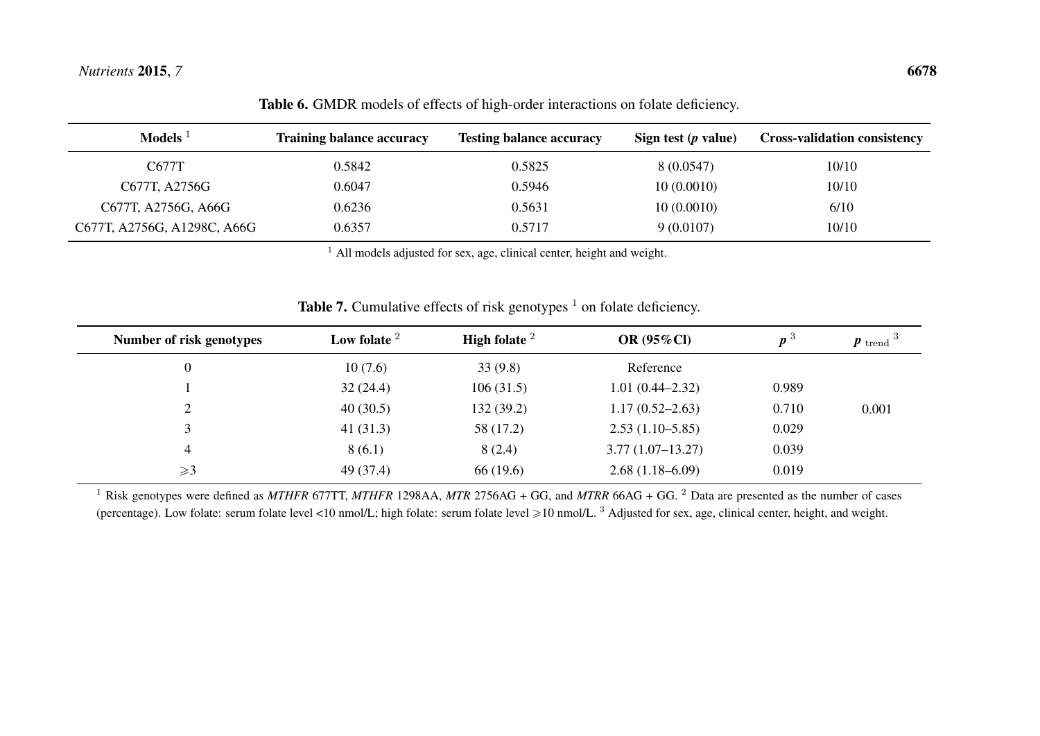**Table 6.** GMDR models of effects of high-order interactions on folate deficiency.

| Models [1] | Training balance accuracy | Testing balance accuracy | Sign test (*p* value) | Cross-validation consistency |
|---|---|---|---|---|
| C677T | 0.5842 | 0.5825 | 8 (0.0547) | 10/10 |
| C677T, A2756G | 0.6047 | 0.5946 | 10 (0.0010) | 10/10 |
| C677T, A2756G, A66G | 0.6236 | 0.5631 | 10 (0.0010) | 6/10 |
| C677T, A2756G, A1298C, A66G | 0.6357 | 0.5717 | 9 (0.0107) | 10/10 |

[1] All models adjusted for sex, age, clinical center, height and weight.

**Table 7.** Cumulative effects of risk genotypes [1] on folate deficiency.

| Number of risk genotypes | Low folate [2] | High folate [2] | OR (95%Cl) | *p* [3] | $p_{\text{trend}}$ [3] |
|---|---|---|---|---|---|
| 0 | 10 (7.6) | 33 (9.8) | Reference | | |
| 1 | 32 (24.4) | 106 (31.5) | 1.01 (0.44–2.32) | 0.989 | |
| 2 | 40 (30.5) | 132 (39.2) | 1.17 (0.52–2.63) | 0.710 | 0.001 |
| 3 | 41 (31.3) | 58 (17.2) | 2.53 (1.10–5.85) | 0.029 | |
| 4 | 8 (6.1) | 8 (2.4) | 3.77 (1.07–13.27) | 0.039 | |
| ⩾3 | 49 (37.4) | 66 (19.6) | 2.68 (1.18–6.09) | 0.019 | |

[1] Risk genotypes were defined as *MTHFR* 677TT, *MTHFR* 1298AA, *MTR* 2756AG + GG, and *MTRR* 66AG + GG. [2] Data are presented as the number of cases (percentage). Low folate: serum folate level <10 nmol/L; high folate: serum folate level ⩾10 nmol/L. [3] Adjusted for sex, age, clinical center, height, and weight.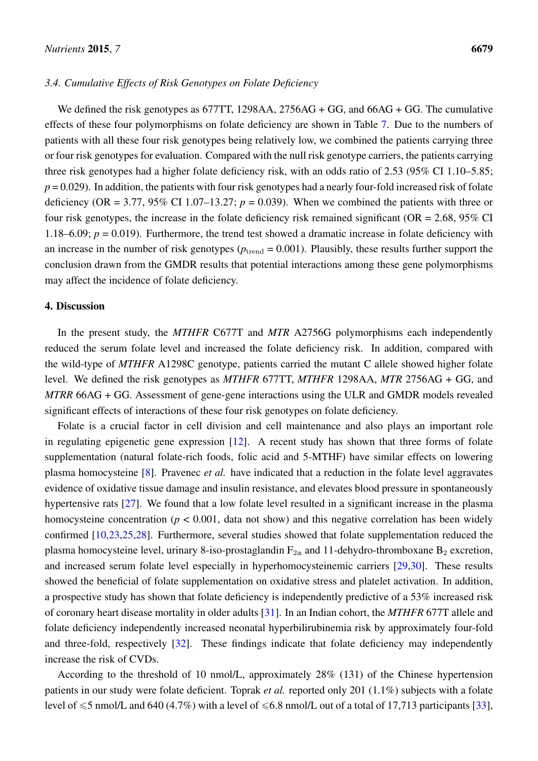### 3.4. Cumulative Effects of Risk Genotypes on Folate Deficiency

We defined the risk genotypes as 677TT, 1298AA, 2756AG + GG, and 66AG + GG. The cumulative effects of these four polymorphisms on folate deficiency are shown in Table 7. Due to the numbers of patients with all these four risk genotypes being relatively low, we combined the patients carrying three or four risk genotypes for evaluation. Compared with the null risk genotype carriers, the patients carrying three risk genotypes had a higher folate deficiency risk, with an odds ratio of 2.53 (95% CI 1.10–5.85; $p = 0.029$). In addition, the patients with four risk genotypes had a nearly four-fold increased risk of folate deficiency (OR = 3.77, 95% CI 1.07–13.27; $p = 0.039$). When we combined the patients with three or four risk genotypes, the increase in the folate deficiency risk remained significant (OR = 2.68, 95% CI 1.18–6.09; $p = 0.019$). Furthermore, the trend test showed a dramatic increase in folate deficiency with an increase in the number of risk genotypes ($p_{\text{trend}} = 0.001$). Plausibly, these results further support the conclusion drawn from the GMDR results that potential interactions among these gene polymorphisms may affect the incidence of folate deficiency.

## 4. Discussion

In the present study, the *MTHFR* C677T and *MTR* A2756G polymorphisms each independently reduced the serum folate level and increased the folate deficiency risk. In addition, compared with the wild-type of *MTHFR* A1298C genotype, patients carried the mutant C allele showed higher folate level. We defined the risk genotypes as *MTHFR* 677TT, *MTHFR* 1298AA, *MTR* 2756AG + GG, and *MTRR* 66AG + GG. Assessment of gene-gene interactions using the ULR and GMDR models revealed significant effects of interactions of these four risk genotypes on folate deficiency.

Folate is a crucial factor in cell division and cell maintenance and also plays an important role in regulating epigenetic gene expression [12]. A recent study has shown that three forms of folate supplementation (natural folate-rich foods, folic acid and 5-MTHF) have similar effects on lowering plasma homocysteine [8]. Pravenec *et al.* have indicated that a reduction in the folate level aggravates evidence of oxidative tissue damage and insulin resistance, and elevates blood pressure in spontaneously hypertensive rats [27]. We found that a low folate level resulted in a significant increase in the plasma homocysteine concentration ($p < 0.001$, data not show) and this negative correlation has been widely confirmed [10,23,25,28]. Furthermore, several studies showed that folate supplementation reduced the plasma homocysteine level, urinary 8-iso-prostaglandin $F_{2\alpha}$ and 11-dehydro-thromboxane $B_2$ excretion, and increased serum folate level especially in hyperhomocysteinemic carriers [29,30]. These results showed the beneficial of folate supplementation on oxidative stress and platelet activation. In addition, a prospective study has shown that folate deficiency is independently predictive of a 53% increased risk of coronary heart disease mortality in older adults [31]. In an Indian cohort, the *MTHFR* 677T allele and folate deficiency independently increased neonatal hyperbilirubinemia risk by approximately four-fold and three-fold, respectively [32]. These findings indicate that folate deficiency may independently increase the risk of CVDs.

According to the threshold of 10 nmol/L, approximately 28% (131) of the Chinese hypertension patients in our study were folate deficient. Toprak *et al.* reported only 201 (1.1%) subjects with a folate level of $\leqslant$5 nmol/L and 640 (4.7%) with a level of $\leqslant$6.8 nmol/L out of a total of 17,713 participants [33],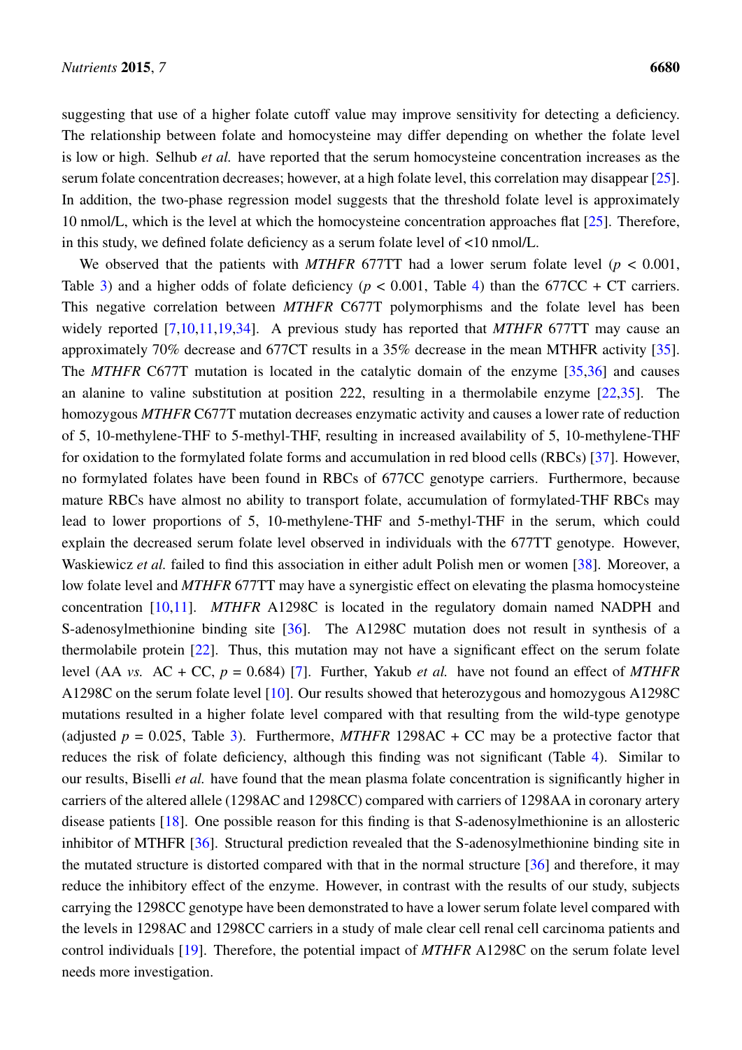suggesting that use of a higher folate cutoff value may improve sensitivity for detecting a deficiency. The relationship between folate and homocysteine may differ depending on whether the folate level is low or high. Selhub *et al.* have reported that the serum homocysteine concentration increases as the serum folate concentration decreases; however, at a high folate level, this correlation may disappear [25]. In addition, the two-phase regression model suggests that the threshold folate level is approximately 10 nmol/L, which is the level at which the homocysteine concentration approaches flat [25]. Therefore, in this study, we defined folate deficiency as a serum folate level of <10 nmol/L.

We observed that the patients with *MTHFR* 677TT had a lower serum folate level ($p < 0.001$, Table 3) and a higher odds of folate deficiency ($p < 0.001$, Table 4) than the 677CC + CT carriers. This negative correlation between *MTHFR* C677T polymorphisms and the folate level has been widely reported [7,10,11,19,34]. A previous study has reported that *MTHFR* 677TT may cause an approximately 70% decrease and 677CT results in a 35% decrease in the mean MTHFR activity [35]. The *MTHFR* C677T mutation is located in the catalytic domain of the enzyme [35,36] and causes an alanine to valine substitution at position 222, resulting in a thermolabile enzyme [22,35]. The homozygous *MTHFR* C677T mutation decreases enzymatic activity and causes a lower rate of reduction of 5, 10-methylene-THF to 5-methyl-THF, resulting in increased availability of 5, 10-methylene-THF for oxidation to the formylated folate forms and accumulation in red blood cells (RBCs) [37]. However, no formylated folates have been found in RBCs of 677CC genotype carriers. Furthermore, because mature RBCs have almost no ability to transport folate, accumulation of formylated-THF RBCs may lead to lower proportions of 5, 10-methylene-THF and 5-methyl-THF in the serum, which could explain the decreased serum folate level observed in individuals with the 677TT genotype. However, Waskiewicz *et al.* failed to find this association in either adult Polish men or women [38]. Moreover, a low folate level and *MTHFR* 677TT may have a synergistic effect on elevating the plasma homocysteine concentration [10,11]. *MTHFR* A1298C is located in the regulatory domain named NADPH and S-adenosylmethionine binding site [36]. The A1298C mutation does not result in synthesis of a thermolabile protein [22]. Thus, this mutation may not have a significant effect on the serum folate level (AA *vs.* AC + CC, $p = 0.684$) [7]. Further, Yakub *et al.* have not found an effect of *MTHFR* A1298C on the serum folate level [10]. Our results showed that heterozygous and homozygous A1298C mutations resulted in a higher folate level compared with that resulting from the wild-type genotype (adjusted $p = 0.025$, Table 3). Furthermore, *MTHFR* 1298AC + CC may be a protective factor that reduces the risk of folate deficiency, although this finding was not significant (Table 4). Similar to our results, Biselli *et al.* have found that the mean plasma folate concentration is significantly higher in carriers of the altered allele (1298AC and 1298CC) compared with carriers of 1298AA in coronary artery disease patients [18]. One possible reason for this finding is that S-adenosylmethionine is an allosteric inhibitor of MTHFR [36]. Structural prediction revealed that the S-adenosylmethionine binding site in the mutated structure is distorted compared with that in the normal structure [36] and therefore, it may reduce the inhibitory effect of the enzyme. However, in contrast with the results of our study, subjects carrying the 1298CC genotype have been demonstrated to have a lower serum folate level compared with the levels in 1298AC and 1298CC carriers in a study of male clear cell renal cell carcinoma patients and control individuals [19]. Therefore, the potential impact of *MTHFR* A1298C on the serum folate level needs more investigation.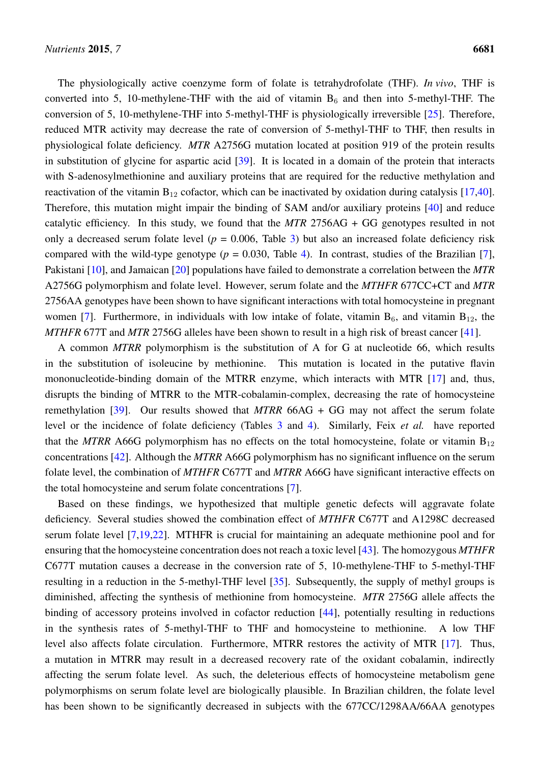The physiologically active coenzyme form of folate is tetrahydrofolate (THF). *In vivo*, THF is converted into 5, 10-methylene-THF with the aid of vitamin $B_6$ and then into 5-methyl-THF. The conversion of 5, 10-methylene-THF into 5-methyl-THF is physiologically irreversible [25]. Therefore, reduced MTR activity may decrease the rate of conversion of 5-methyl-THF to THF, then results in physiological folate deficiency. *MTR* A2756G mutation located at position 919 of the protein results in substitution of glycine for aspartic acid [39]. It is located in a domain of the protein that interacts with S-adenosylmethionine and auxiliary proteins that are required for the reductive methylation and reactivation of the vitamin $B_{12}$ cofactor, which can be inactivated by oxidation during catalysis [17,40]. Therefore, this mutation might impair the binding of SAM and/or auxiliary proteins [40] and reduce catalytic efficiency. In this study, we found that the *MTR* 2756AG + GG genotypes resulted in not only a decreased serum folate level ($p$ = 0.006, Table 3) but also an increased folate deficiency risk compared with the wild-type genotype ($p$ = 0.030, Table 4). In contrast, studies of the Brazilian [7], Pakistani [10], and Jamaican [20] populations have failed to demonstrate a correlation between the *MTR* A2756G polymorphism and folate level. However, serum folate and the *MTHFR* 677CC+CT and *MTR* 2756AA genotypes have been shown to have significant interactions with total homocysteine in pregnant women [7]. Furthermore, in individuals with low intake of folate, vitamin $B_6$, and vitamin $B_{12}$, the *MTHFR* 677T and *MTR* 2756G alleles have been shown to result in a high risk of breast cancer [41].

A common *MTRR* polymorphism is the substitution of A for G at nucleotide 66, which results in the substitution of isoleucine by methionine. This mutation is located in the putative flavin mononucleotide-binding domain of the MTRR enzyme, which interacts with MTR [17] and, thus, disrupts the binding of MTRR to the MTR-cobalamin-complex, decreasing the rate of homocysteine remethylation [39]. Our results showed that *MTRR* 66AG + GG may not affect the serum folate level or the incidence of folate deficiency (Tables 3 and 4). Similarly, Feix *et al.* have reported that the *MTRR* A66G polymorphism has no effects on the total homocysteine, folate or vitamin $B_{12}$ concentrations [42]. Although the *MTRR* A66G polymorphism has no significant influence on the serum folate level, the combination of *MTHFR* C677T and *MTRR* A66G have significant interactive effects on the total homocysteine and serum folate concentrations [7].

Based on these findings, we hypothesized that multiple genetic defects will aggravate folate deficiency. Several studies showed the combination effect of *MTHFR* C677T and A1298C decreased serum folate level [7,19,22]. MTHFR is crucial for maintaining an adequate methionine pool and for ensuring that the homocysteine concentration does not reach a toxic level [43]. The homozygous *MTHFR* C677T mutation causes a decrease in the conversion rate of 5, 10-methylene-THF to 5-methyl-THF resulting in a reduction in the 5-methyl-THF level [35]. Subsequently, the supply of methyl groups is diminished, affecting the synthesis of methionine from homocysteine. *MTR* 2756G allele affects the binding of accessory proteins involved in cofactor reduction [44], potentially resulting in reductions in the synthesis rates of 5-methyl-THF to THF and homocysteine to methionine. A low THF level also affects folate circulation. Furthermore, MTRR restores the activity of MTR [17]. Thus, a mutation in MTRR may result in a decreased recovery rate of the oxidant cobalamin, indirectly affecting the serum folate level. As such, the deleterious effects of homocysteine metabolism gene polymorphisms on serum folate level are biologically plausible. In Brazilian children, the folate level has been shown to be significantly decreased in subjects with the 677CC/1298AA/66AA genotypes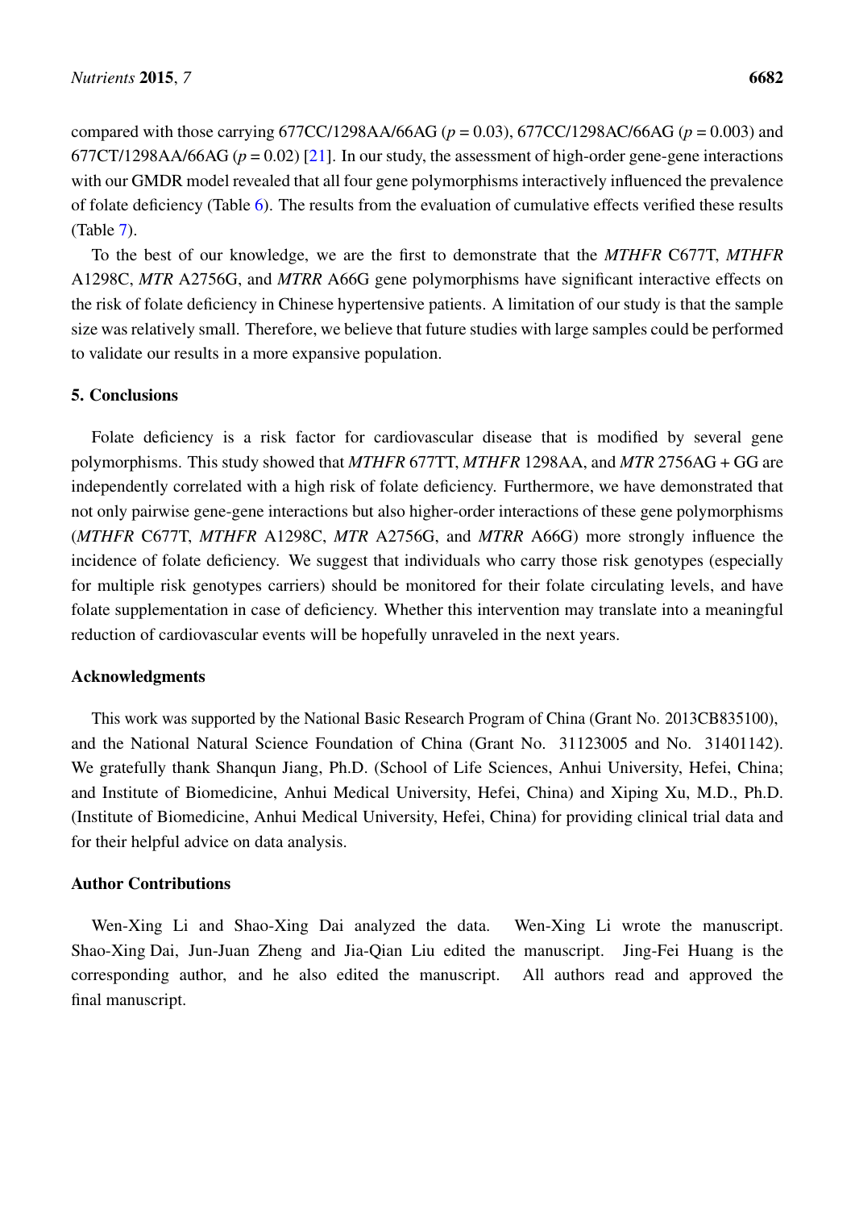compared with those carrying 677CC/1298AA/66AG ($p = 0.03$), 677CC/1298AC/66AG ($p = 0.003$) and 677CT/1298AA/66AG ($p = 0.02$) [21]. In our study, the assessment of high-order gene-gene interactions with our GMDR model revealed that all four gene polymorphisms interactively influenced the prevalence of folate deficiency (Table 6). The results from the evaluation of cumulative effects verified these results (Table 7).

To the best of our knowledge, we are the first to demonstrate that the *MTHFR* C677T, *MTHFR* A1298C, *MTR* A2756G, and *MTRR* A66G gene polymorphisms have significant interactive effects on the risk of folate deficiency in Chinese hypertensive patients. A limitation of our study is that the sample size was relatively small. Therefore, we believe that future studies with large samples could be performed to validate our results in a more expansive population.

## 5. Conclusions

Folate deficiency is a risk factor for cardiovascular disease that is modified by several gene polymorphisms. This study showed that *MTHFR* 677TT, *MTHFR* 1298AA, and *MTR* 2756AG + GG are independently correlated with a high risk of folate deficiency. Furthermore, we have demonstrated that not only pairwise gene-gene interactions but also higher-order interactions of these gene polymorphisms (*MTHFR* C677T, *MTHFR* A1298C, *MTR* A2756G, and *MTRR* A66G) more strongly influence the incidence of folate deficiency. We suggest that individuals who carry those risk genotypes (especially for multiple risk genotypes carriers) should be monitored for their folate circulating levels, and have folate supplementation in case of deficiency. Whether this intervention may translate into a meaningful reduction of cardiovascular events will be hopefully unraveled in the next years.

## Acknowledgments

This work was supported by the National Basic Research Program of China (Grant No. 2013CB835100), and the National Natural Science Foundation of China (Grant No. 31123005 and No. 31401142). We gratefully thank Shanqun Jiang, Ph.D. (School of Life Sciences, Anhui University, Hefei, China; and Institute of Biomedicine, Anhui Medical University, Hefei, China) and Xiping Xu, M.D., Ph.D. (Institute of Biomedicine, Anhui Medical University, Hefei, China) for providing clinical trial data and for their helpful advice on data analysis.

## Author Contributions

Wen-Xing Li and Shao-Xing Dai analyzed the data. Wen-Xing Li wrote the manuscript. Shao-Xing Dai, Jun-Juan Zheng and Jia-Qian Liu edited the manuscript. Jing-Fei Huang is the corresponding author, and he also edited the manuscript. All authors read and approved the final manuscript.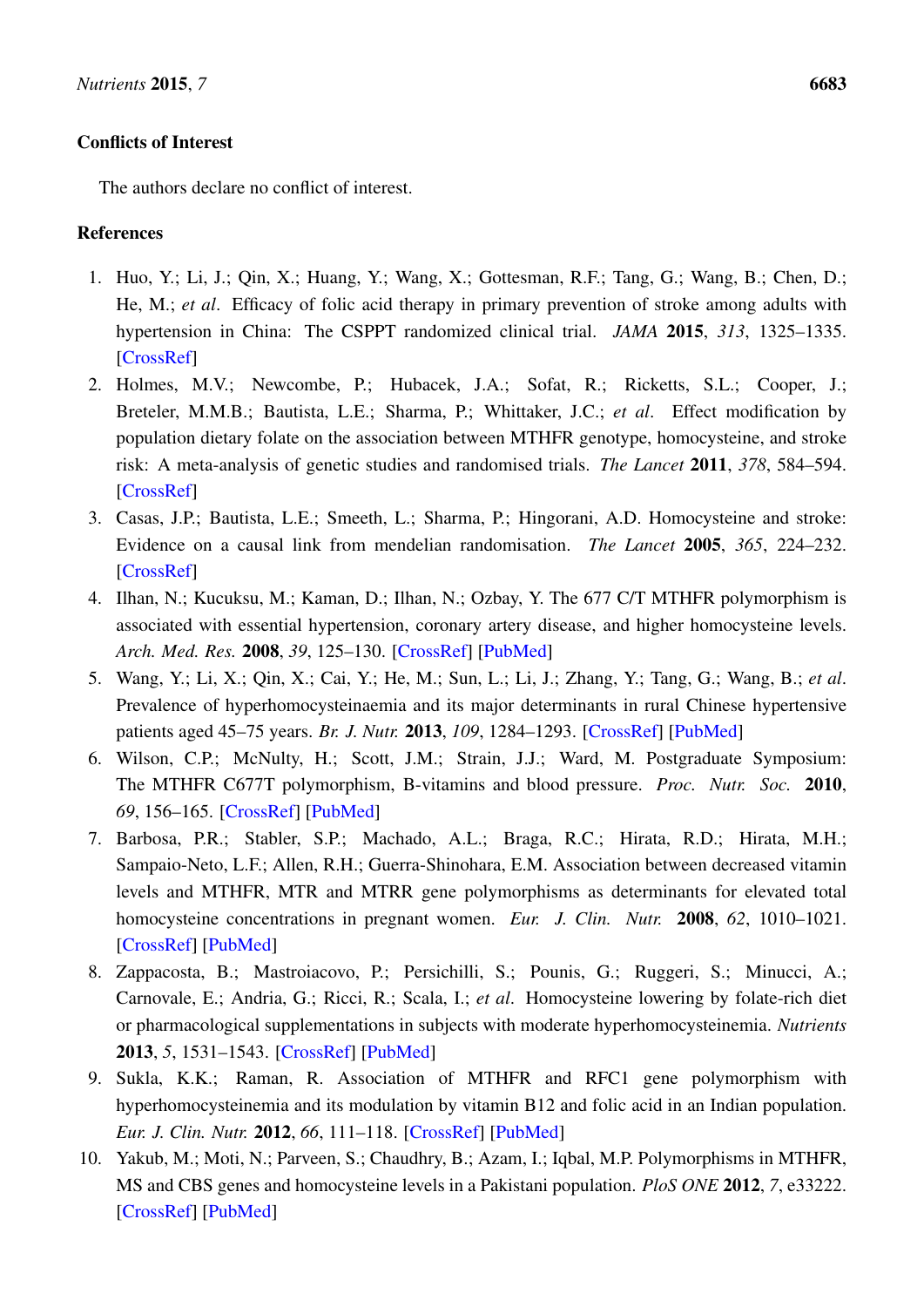## Conflicts of Interest

The authors declare no conflict of interest.

## References

1. Huo, Y.; Li, J.; Qin, X.; Huang, Y.; Wang, X.; Gottesman, R.F.; Tang, G.; Wang, B.; Chen, D.; He, M.; *et al*. Efficacy of folic acid therapy in primary prevention of stroke among adults with hypertension in China: The CSPPT randomized clinical trial. *JAMA* **2015**, *313*, 1325–1335. [CrossRef]
2. Holmes, M.V.; Newcombe, P.; Hubacek, J.A.; Sofat, R.; Ricketts, S.L.; Cooper, J.; Breteler, M.M.B.; Bautista, L.E.; Sharma, P.; Whittaker, J.C.; *et al*. Effect modification by population dietary folate on the association between MTHFR genotype, homocysteine, and stroke risk: A meta-analysis of genetic studies and randomised trials. *The Lancet* **2011**, *378*, 584–594. [CrossRef]
3. Casas, J.P.; Bautista, L.E.; Smeeth, L.; Sharma, P.; Hingorani, A.D. Homocysteine and stroke: Evidence on a causal link from mendelian randomisation. *The Lancet* **2005**, *365*, 224–232. [CrossRef]
4. Ilhan, N.; Kucuksu, M.; Kaman, D.; Ilhan, N.; Ozbay, Y. The 677 C/T MTHFR polymorphism is associated with essential hypertension, coronary artery disease, and higher homocysteine levels. *Arch. Med. Res.* **2008**, *39*, 125–130. [CrossRef] [PubMed]
5. Wang, Y.; Li, X.; Qin, X.; Cai, Y.; He, M.; Sun, L.; Li, J.; Zhang, Y.; Tang, G.; Wang, B.; *et al*. Prevalence of hyperhomocysteinaemia and its major determinants in rural Chinese hypertensive patients aged 45–75 years. *Br. J. Nutr.* **2013**, *109*, 1284–1293. [CrossRef] [PubMed]
6. Wilson, C.P.; McNulty, H.; Scott, J.M.; Strain, J.J.; Ward, M. Postgraduate Symposium: The MTHFR C677T polymorphism, B-vitamins and blood pressure. *Proc. Nutr. Soc.* **2010**, *69*, 156–165. [CrossRef] [PubMed]
7. Barbosa, P.R.; Stabler, S.P.; Machado, A.L.; Braga, R.C.; Hirata, R.D.; Hirata, M.H.; Sampaio-Neto, L.F.; Allen, R.H.; Guerra-Shinohara, E.M. Association between decreased vitamin levels and MTHFR, MTR and MTRR gene polymorphisms as determinants for elevated total homocysteine concentrations in pregnant women. *Eur. J. Clin. Nutr.* **2008**, *62*, 1010–1021. [CrossRef] [PubMed]
8. Zappacosta, B.; Mastroiacovo, P.; Persichilli, S.; Pounis, G.; Ruggeri, S.; Minucci, A.; Carnovale, E.; Andria, G.; Ricci, R.; Scala, I.; *et al*. Homocysteine lowering by folate-rich diet or pharmacological supplementations in subjects with moderate hyperhomocysteinemia. *Nutrients* **2013**, *5*, 1531–1543. [CrossRef] [PubMed]
9. Sukla, K.K.; Raman, R. Association of MTHFR and RFC1 gene polymorphism with hyperhomocysteinemia and its modulation by vitamin B12 and folic acid in an Indian population. *Eur. J. Clin. Nutr.* **2012**, *66*, 111–118. [CrossRef] [PubMed]
10. Yakub, M.; Moti, N.; Parveen, S.; Chaudhry, B.; Azam, I.; Iqbal, M.P. Polymorphisms in MTHFR, MS and CBS genes and homocysteine levels in a Pakistani population. *PloS ONE* **2012**, *7*, e33222. [CrossRef] [PubMed]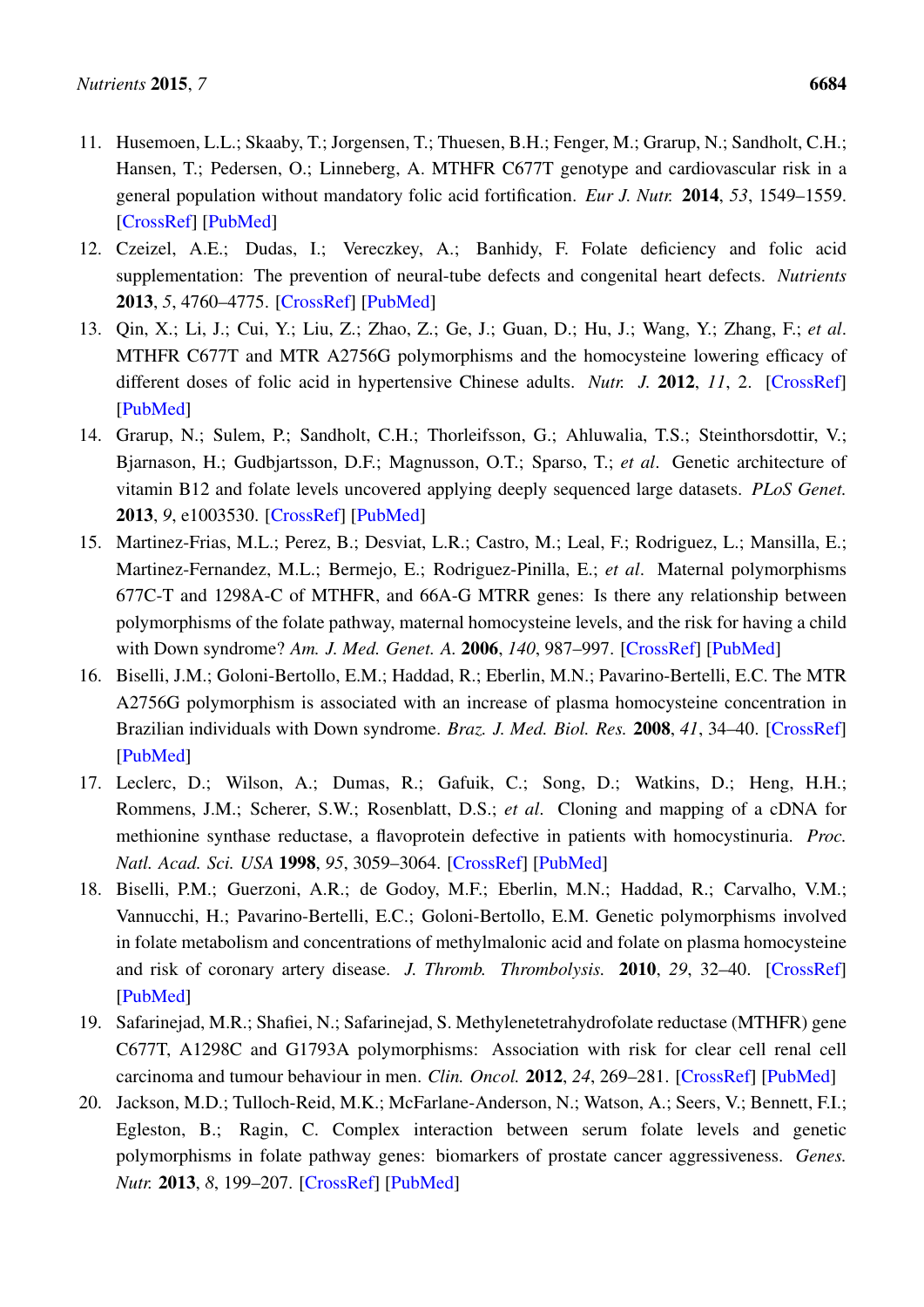11. Husemoen, L.L.; Skaaby, T.; Jorgensen, T.; Thuesen, B.H.; Fenger, M.; Grarup, N.; Sandholt, C.H.; Hansen, T.; Pedersen, O.; Linneberg, A. MTHFR C677T genotype and cardiovascular risk in a general population without mandatory folic acid fortification. *Eur J. Nutr.* **2014**, *53*, 1549–1559. [CrossRef] [PubMed]
12. Czeizel, A.E.; Dudas, I.; Vereczkey, A.; Banhidy, F. Folate deficiency and folic acid supplementation: The prevention of neural-tube defects and congenital heart defects. *Nutrients* **2013**, *5*, 4760–4775. [CrossRef] [PubMed]
13. Qin, X.; Li, J.; Cui, Y.; Liu, Z.; Zhao, Z.; Ge, J.; Guan, D.; Hu, J.; Wang, Y.; Zhang, F.; *et al*. MTHFR C677T and MTR A2756G polymorphisms and the homocysteine lowering efficacy of different doses of folic acid in hypertensive Chinese adults. *Nutr. J.* **2012**, *11*, 2. [CrossRef] [PubMed]
14. Grarup, N.; Sulem, P.; Sandholt, C.H.; Thorleifsson, G.; Ahluwalia, T.S.; Steinthorsdottir, V.; Bjarnason, H.; Gudbjartsson, D.F.; Magnusson, O.T.; Sparso, T.; *et al*. Genetic architecture of vitamin B12 and folate levels uncovered applying deeply sequenced large datasets. *PLoS Genet.* **2013**, *9*, e1003530. [CrossRef] [PubMed]
15. Martinez-Frias, M.L.; Perez, B.; Desviat, L.R.; Castro, M.; Leal, F.; Rodriguez, L.; Mansilla, E.; Martinez-Fernandez, M.L.; Bermejo, E.; Rodriguez-Pinilla, E.; *et al*. Maternal polymorphisms 677C-T and 1298A-C of MTHFR, and 66A-G MTRR genes: Is there any relationship between polymorphisms of the folate pathway, maternal homocysteine levels, and the risk for having a child with Down syndrome? *Am. J. Med. Genet. A.* **2006**, *140*, 987–997. [CrossRef] [PubMed]
16. Biselli, J.M.; Goloni-Bertollo, E.M.; Haddad, R.; Eberlin, M.N.; Pavarino-Bertelli, E.C. The MTR A2756G polymorphism is associated with an increase of plasma homocysteine concentration in Brazilian individuals with Down syndrome. *Braz. J. Med. Biol. Res.* **2008**, *41*, 34–40. [CrossRef] [PubMed]
17. Leclerc, D.; Wilson, A.; Dumas, R.; Gafuik, C.; Song, D.; Watkins, D.; Heng, H.H.; Rommens, J.M.; Scherer, S.W.; Rosenblatt, D.S.; *et al*. Cloning and mapping of a cDNA for methionine synthase reductase, a flavoprotein defective in patients with homocystinuria. *Proc. Natl. Acad. Sci. USA* **1998**, *95*, 3059–3064. [CrossRef] [PubMed]
18. Biselli, P.M.; Guerzoni, A.R.; de Godoy, M.F.; Eberlin, M.N.; Haddad, R.; Carvalho, V.M.; Vannucchi, H.; Pavarino-Bertelli, E.C.; Goloni-Bertollo, E.M. Genetic polymorphisms involved in folate metabolism and concentrations of methylmalonic acid and folate on plasma homocysteine and risk of coronary artery disease. *J. Thromb. Thrombolysis.* **2010**, *29*, 32–40. [CrossRef] [PubMed]
19. Safarinejad, M.R.; Shafiei, N.; Safarinejad, S. Methylenetetrahydrofolate reductase (MTHFR) gene C677T, A1298C and G1793A polymorphisms: Association with risk for clear cell renal cell carcinoma and tumour behaviour in men. *Clin. Oncol.* **2012**, *24*, 269–281. [CrossRef] [PubMed]
20. Jackson, M.D.; Tulloch-Reid, M.K.; McFarlane-Anderson, N.; Watson, A.; Seers, V.; Bennett, F.I.; Egleston, B.; Ragin, C. Complex interaction between serum folate levels and genetic polymorphisms in folate pathway genes: biomarkers of prostate cancer aggressiveness. *Genes. Nutr.* **2013**, *8*, 199–207. [CrossRef] [PubMed]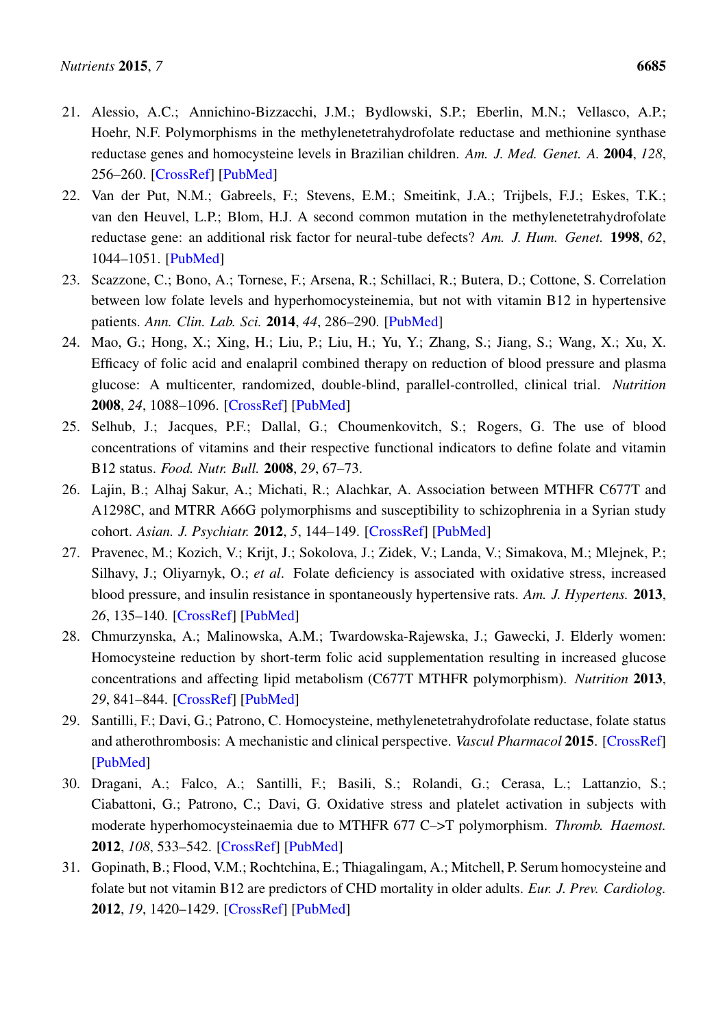21. Alessio, A.C.; Annichino-Bizzacchi, J.M.; Bydlowski, S.P.; Eberlin, M.N.; Vellasco, A.P.; Hoehr, N.F. Polymorphisms in the methylenetetrahydrofolate reductase and methionine synthase reductase genes and homocysteine levels in Brazilian children. *Am. J. Med. Genet. A.* **2004**, *128*, 256–260. [CrossRef] [PubMed]
22. Van der Put, N.M.; Gabreels, F.; Stevens, E.M.; Smeitink, J.A.; Trijbels, F.J.; Eskes, T.K.; van den Heuvel, L.P.; Blom, H.J. A second common mutation in the methylenetetrahydrofolate reductase gene: an additional risk factor for neural-tube defects? *Am. J. Hum. Genet.* **1998**, *62*, 1044–1051. [PubMed]
23. Scazzone, C.; Bono, A.; Tornese, F.; Arsena, R.; Schillaci, R.; Butera, D.; Cottone, S. Correlation between low folate levels and hyperhomocysteinemia, but not with vitamin B12 in hypertensive patients. *Ann. Clin. Lab. Sci.* **2014**, *44*, 286–290. [PubMed]
24. Mao, G.; Hong, X.; Xing, H.; Liu, P.; Liu, H.; Yu, Y.; Zhang, S.; Jiang, S.; Wang, X.; Xu, X. Efficacy of folic acid and enalapril combined therapy on reduction of blood pressure and plasma glucose: A multicenter, randomized, double-blind, parallel-controlled, clinical trial. *Nutrition* **2008**, *24*, 1088–1096. [CrossRef] [PubMed]
25. Selhub, J.; Jacques, P.F.; Dallal, G.; Choumenkovitch, S.; Rogers, G. The use of blood concentrations of vitamins and their respective functional indicators to define folate and vitamin B12 status. *Food. Nutr. Bull.* **2008**, *29*, 67–73.
26. Lajin, B.; Alhaj Sakur, A.; Michati, R.; Alachkar, A. Association between MTHFR C677T and A1298C, and MTRR A66G polymorphisms and susceptibility to schizophrenia in a Syrian study cohort. *Asian. J. Psychiatr.* **2012**, *5*, 144–149. [CrossRef] [PubMed]
27. Pravenec, M.; Kozich, V.; Krijt, J.; Sokolova, J.; Zidek, V.; Landa, V.; Simakova, M.; Mlejnek, P.; Silhavy, J.; Oliyarnyk, O.; *et al*. Folate deficiency is associated with oxidative stress, increased blood pressure, and insulin resistance in spontaneously hypertensive rats. *Am. J. Hypertens.* **2013**, *26*, 135–140. [CrossRef] [PubMed]
28. Chmurzynska, A.; Malinowska, A.M.; Twardowska-Rajewska, J.; Gawecki, J. Elderly women: Homocysteine reduction by short-term folic acid supplementation resulting in increased glucose concentrations and affecting lipid metabolism (C677T MTHFR polymorphism). *Nutrition* **2013**, *29*, 841–844. [CrossRef] [PubMed]
29. Santilli, F.; Davi, G.; Patrono, C. Homocysteine, methylenetetrahydrofolate reductase, folate status and atherothrombosis: A mechanistic and clinical perspective. *Vascul Pharmacol* **2015**. [CrossRef] [PubMed]
30. Dragani, A.; Falco, A.; Santilli, F.; Basili, S.; Rolandi, G.; Cerasa, L.; Lattanzio, S.; Ciabattoni, G.; Patrono, C.; Davi, G. Oxidative stress and platelet activation in subjects with moderate hyperhomocysteinaemia due to MTHFR 677 C–>T polymorphism. *Thromb. Haemost.* **2012**, *108*, 533–542. [CrossRef] [PubMed]
31. Gopinath, B.; Flood, V.M.; Rochtchina, E.; Thiagalingam, A.; Mitchell, P. Serum homocysteine and folate but not vitamin B12 are predictors of CHD mortality in older adults. *Eur. J. Prev. Cardiolog.* **2012**, *19*, 1420–1429. [CrossRef] [PubMed]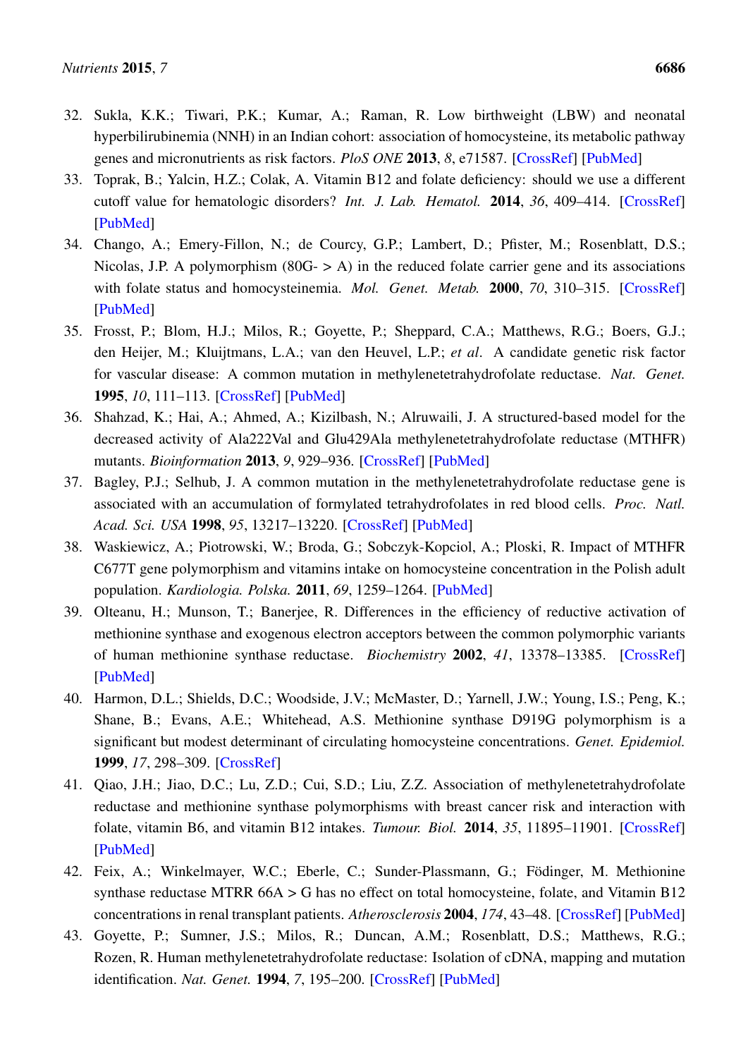32. Sukla, K.K.; Tiwari, P.K.; Kumar, A.; Raman, R. Low birthweight (LBW) and neonatal hyperbilirubinemia (NNH) in an Indian cohort: association of homocysteine, its metabolic pathway genes and micronutrients as risk factors. *PloS ONE* **2013**, *8*, e71587. [CrossRef] [PubMed]
33. Toprak, B.; Yalcin, H.Z.; Colak, A. Vitamin B12 and folate deficiency: should we use a different cutoff value for hematologic disorders? *Int. J. Lab. Hematol.* **2014**, *36*, 409–414. [CrossRef] [PubMed]
34. Chango, A.; Emery-Fillon, N.; de Courcy, G.P.; Lambert, D.; Pfister, M.; Rosenblatt, D.S.; Nicolas, J.P. A polymorphism (80G- > A) in the reduced folate carrier gene and its associations with folate status and homocysteinemia. *Mol. Genet. Metab.* **2000**, *70*, 310–315. [CrossRef] [PubMed]
35. Frosst, P.; Blom, H.J.; Milos, R.; Goyette, P.; Sheppard, C.A.; Matthews, R.G.; Boers, G.J.; den Heijer, M.; Kluijtmans, L.A.; van den Heuvel, L.P.; *et al.* A candidate genetic risk factor for vascular disease: A common mutation in methylenetetrahydrofolate reductase. *Nat. Genet.* **1995**, *10*, 111–113. [CrossRef] [PubMed]
36. Shahzad, K.; Hai, A.; Ahmed, A.; Kizilbash, N.; Alruwaili, J. A structured-based model for the decreased activity of Ala222Val and Glu429Ala methylenetetrahydrofolate reductase (MTHFR) mutants. *Bioinformation* **2013**, *9*, 929–936. [CrossRef] [PubMed]
37. Bagley, P.J.; Selhub, J. A common mutation in the methylenetetrahydrofolate reductase gene is associated with an accumulation of formylated tetrahydrofolates in red blood cells. *Proc. Natl. Acad. Sci. USA* **1998**, *95*, 13217–13220. [CrossRef] [PubMed]
38. Waskiewicz, A.; Piotrowski, W.; Broda, G.; Sobczyk-Kopciol, A.; Ploski, R. Impact of MTHFR C677T gene polymorphism and vitamins intake on homocysteine concentration in the Polish adult population. *Kardiologia. Polska.* **2011**, *69*, 1259–1264. [PubMed]
39. Olteanu, H.; Munson, T.; Banerjee, R. Differences in the efficiency of reductive activation of methionine synthase and exogenous electron acceptors between the common polymorphic variants of human methionine synthase reductase. *Biochemistry* **2002**, *41*, 13378–13385. [CrossRef] [PubMed]
40. Harmon, D.L.; Shields, D.C.; Woodside, J.V.; McMaster, D.; Yarnell, J.W.; Young, I.S.; Peng, K.; Shane, B.; Evans, A.E.; Whitehead, A.S. Methionine synthase D919G polymorphism is a significant but modest determinant of circulating homocysteine concentrations. *Genet. Epidemiol.* **1999**, *17*, 298–309. [CrossRef]
41. Qiao, J.H.; Jiao, D.C.; Lu, Z.D.; Cui, S.D.; Liu, Z.Z. Association of methylenetetrahydrofolate reductase and methionine synthase polymorphisms with breast cancer risk and interaction with folate, vitamin B6, and vitamin B12 intakes. *Tumour. Biol.* **2014**, *35*, 11895–11901. [CrossRef] [PubMed]
42. Feix, A.; Winkelmayer, W.C.; Eberle, C.; Sunder-Plassmann, G.; Födinger, M. Methionine synthase reductase MTRR 66A > G has no effect on total homocysteine, folate, and Vitamin B12 concentrations in renal transplant patients. *Atherosclerosis* **2004**, *174*, 43–48. [CrossRef] [PubMed]
43. Goyette, P.; Sumner, J.S.; Milos, R.; Duncan, A.M.; Rosenblatt, D.S.; Matthews, R.G.; Rozen, R. Human methylenetetrahydrofolate reductase: Isolation of cDNA, mapping and mutation identification. *Nat. Genet.* **1994**, *7*, 195–200. [CrossRef] [PubMed]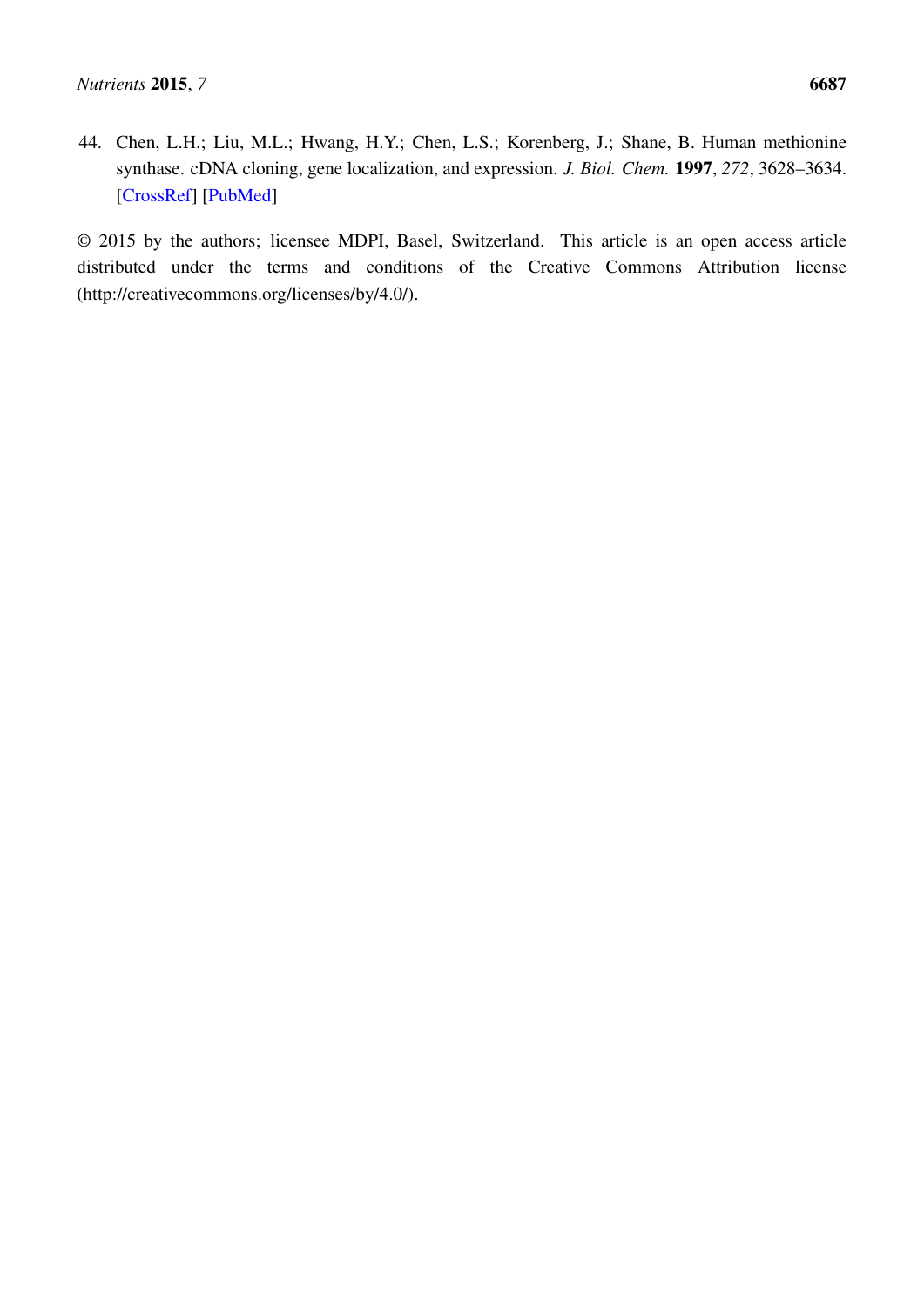44. Chen, L.H.; Liu, M.L.; Hwang, H.Y.; Chen, L.S.; Korenberg, J.; Shane, B. Human methionine synthase. cDNA cloning, gene localization, and expression. *J. Biol. Chem.* **1997**, *272*, 3628–3634. [CrossRef] [PubMed]

© 2015 by the authors; licensee MDPI, Basel, Switzerland. This article is an open access article distributed under the terms and conditions of the Creative Commons Attribution license (http://creativecommons.org/licenses/by/4.0/).